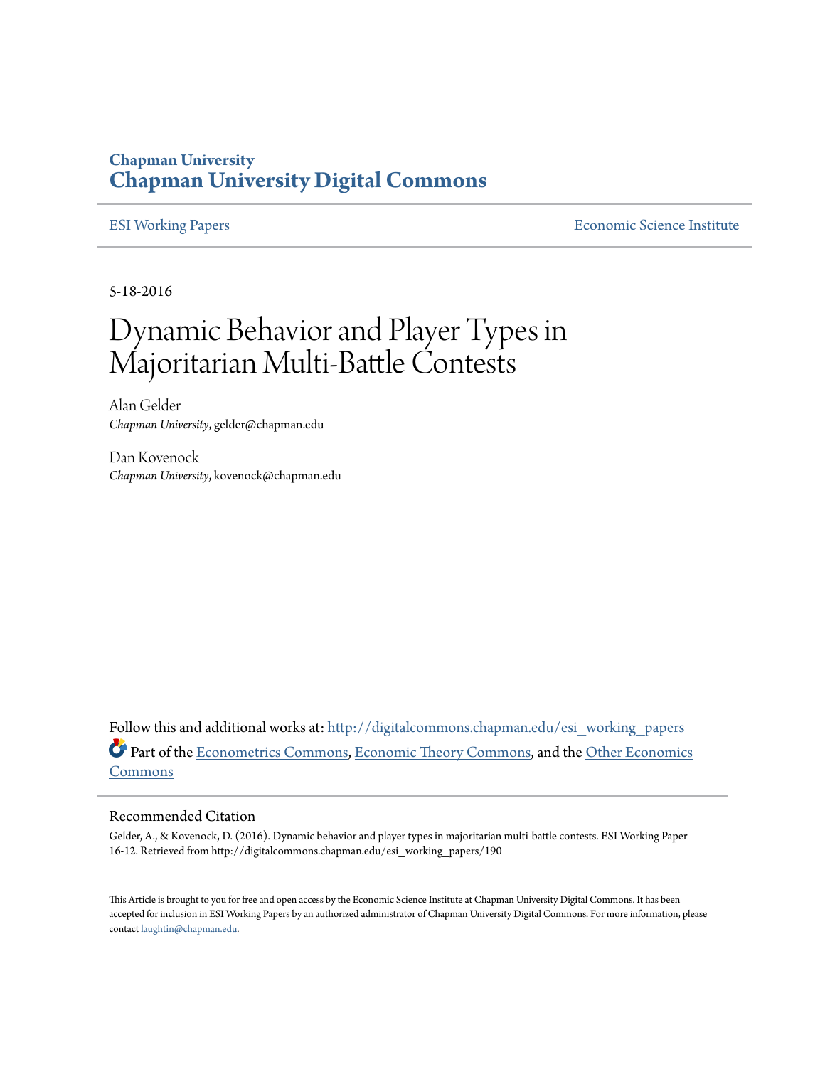Chapman University

# Chapman University Digital Commons

ESI Working Papers | Economic Science Institute

5-18-2016

# Dynamic Behavior and Player Types in Majoritarian Multi-Battle Contests

Alan Gelder
*Chapman University*, gelder@chapman.edu

Dan Kovenock
*Chapman University*, kovenock@chapman.edu

Follow this and additional works at: http://digitalcommons.chapman.edu/esi_working_papers

Part of the Econometrics Commons, Economic Theory Commons, and the Other Economics Commons

## Recommended Citation

Gelder, A., & Kovenock, D. (2016). Dynamic behavior and player types in majoritarian multi-battle contests. ESI Working Paper 16-12. Retrieved from http://digitalcommons.chapman.edu/esi_working_papers/190

This Article is brought to you for free and open access by the Economic Science Institute at Chapman University Digital Commons. It has been accepted for inclusion in ESI Working Papers by an authorized administrator of Chapman University Digital Commons. For more information, please contact laughtin@chapman.edu.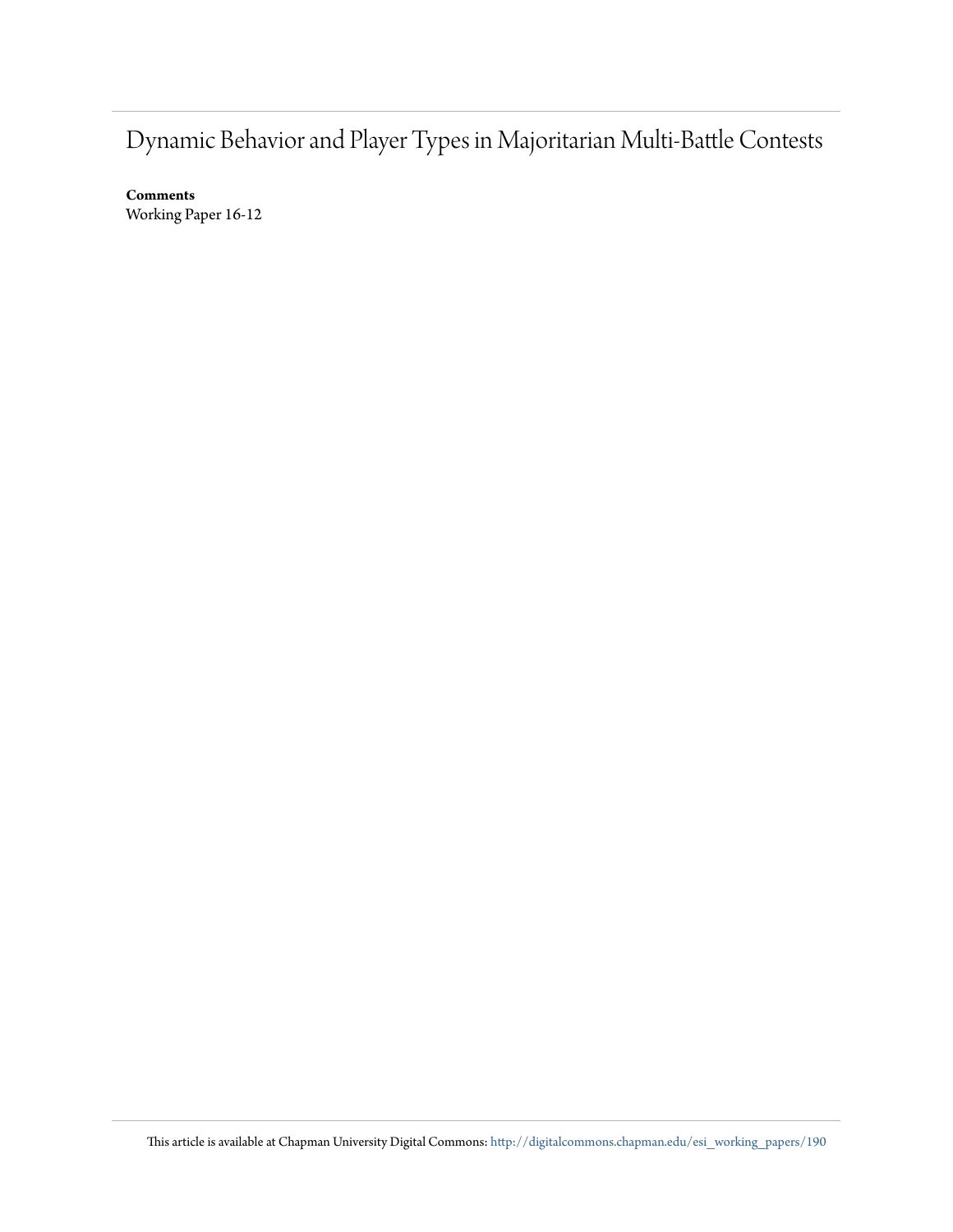# Dynamic Behavior and Player Types in Majoritarian Multi-Battle Contests

**Comments**

Working Paper 16-12

This article is available at Chapman University Digital Commons: http://digitalcommons.chapman.edu/esi_working_papers/190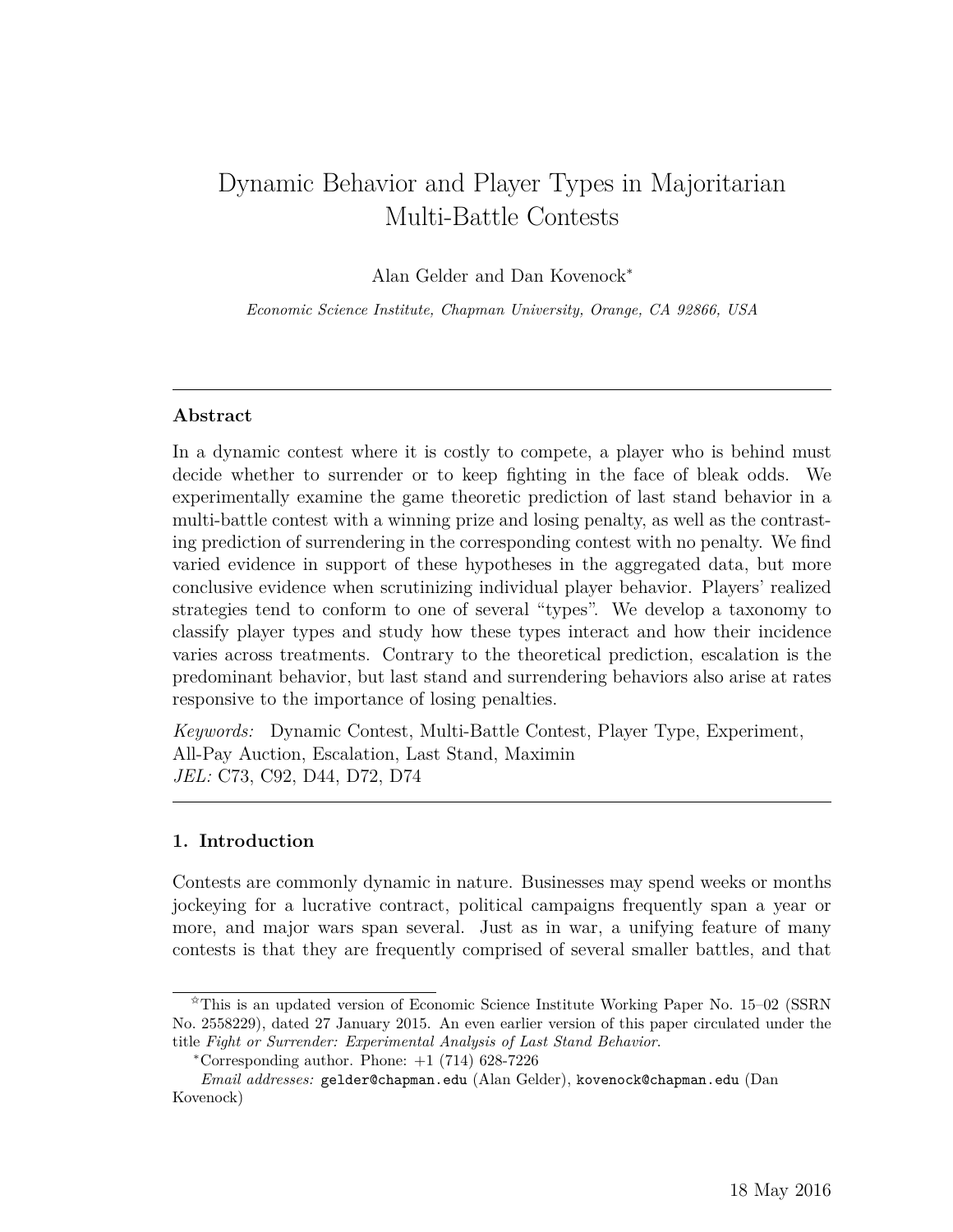# Dynamic Behavior and Player Types in Majoritarian Multi-Battle Contests

Alan Gelder and Dan Kovenock*

*Economic Science Institute, Chapman University, Orange, CA 92866, USA*

---

## Abstract

In a dynamic contest where it is costly to compete, a player who is behind must decide whether to surrender or to keep fighting in the face of bleak odds. We experimentally examine the game theoretic prediction of last stand behavior in a multi-battle contest with a winning prize and losing penalty, as well as the contrasting prediction of surrendering in the corresponding contest with no penalty. We find varied evidence in support of these hypotheses in the aggregated data, but more conclusive evidence when scrutinizing individual player behavior. Players' realized strategies tend to conform to one of several "types". We develop a taxonomy to classify player types and study how these types interact and how their incidence varies across treatments. Contrary to the theoretical prediction, escalation is the predominant behavior, but last stand and surrendering behaviors also arise at rates responsive to the importance of losing penalties.

*Keywords:* Dynamic Contest, Multi-Battle Contest, Player Type, Experiment, All-Pay Auction, Escalation, Last Stand, Maximin
*JEL:* C73, C92, D44, D72, D74

---

## 1. Introduction

Contests are commonly dynamic in nature. Businesses may spend weeks or months jockeying for a lucrative contract, political campaigns frequently span a year or more, and major wars span several. Just as in war, a unifying feature of many contests is that they are frequently comprised of several smaller battles, and that

---

☆This is an updated version of Economic Science Institute Working Paper No. 15–02 (SSRN No. 2558229), dated 27 January 2015. An even earlier version of this paper circulated under the title *Fight or Surrender: Experimental Analysis of Last Stand Behavior*.

*Corresponding author. Phone: +1 (714) 628-7226

*Email addresses:* gelder@chapman.edu (Alan Gelder), kovenock@chapman.edu (Dan Kovenock)

18 May 2016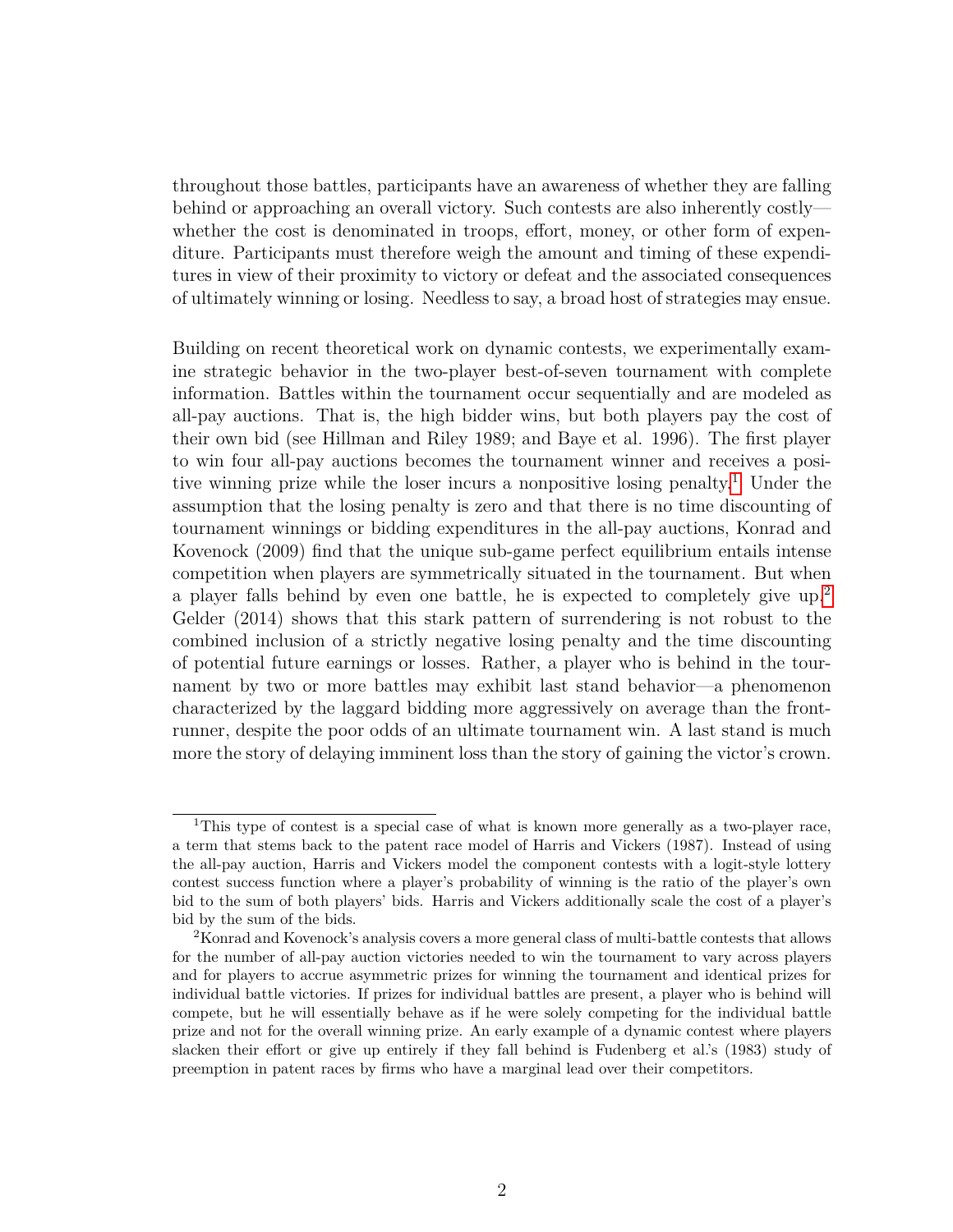throughout those battles, participants have an awareness of whether they are falling behind or approaching an overall victory. Such contests are also inherently costly—whether the cost is denominated in troops, effort, money, or other form of expenditure. Participants must therefore weigh the amount and timing of these expenditures in view of their proximity to victory or defeat and the associated consequences of ultimately winning or losing. Needless to say, a broad host of strategies may ensue.

Building on recent theoretical work on dynamic contests, we experimentally examine strategic behavior in the two-player best-of-seven tournament with complete information. Battles within the tournament occur sequentially and are modeled as all-pay auctions. That is, the high bidder wins, but both players pay the cost of their own bid (see Hillman and Riley 1989; and Baye et al. 1996). The first player to win four all-pay auctions becomes the tournament winner and receives a positive winning prize while the loser incurs a nonpositive losing penalty.[1] Under the assumption that the losing penalty is zero and that there is no time discounting of tournament winnings or bidding expenditures in the all-pay auctions, Konrad and Kovenock (2009) find that the unique sub-game perfect equilibrium entails intense competition when players are symmetrically situated in the tournament. But when a player falls behind by even one battle, he is expected to completely give up.[2] Gelder (2014) shows that this stark pattern of surrendering is not robust to the combined inclusion of a strictly negative losing penalty and the time discounting of potential future earnings or losses. Rather, a player who is behind in the tournament by two or more battles may exhibit last stand behavior—a phenomenon characterized by the laggard bidding more aggressively on average than the front-runner, despite the poor odds of an ultimate tournament win. A last stand is much more the story of delaying imminent loss than the story of gaining the victor's crown.

[1] This type of contest is a special case of what is known more generally as a two-player race, a term that stems back to the patent race model of Harris and Vickers (1987). Instead of using the all-pay auction, Harris and Vickers model the component contests with a logit-style lottery contest success function where a player's probability of winning is the ratio of the player's own bid to the sum of both players' bids. Harris and Vickers additionally scale the cost of a player's bid by the sum of the bids.

[2] Konrad and Kovenock's analysis covers a more general class of multi-battle contests that allows for the number of all-pay auction victories needed to win the tournament to vary across players and for players to accrue asymmetric prizes for winning the tournament and identical prizes for individual battle victories. If prizes for individual battles are present, a player who is behind will compete, but he will essentially behave as if he were solely competing for the individual battle prize and not for the overall winning prize. An early example of a dynamic contest where players slacken their effort or give up entirely if they fall behind is Fudenberg et al.'s (1983) study of preemption in patent races by firms who have a marginal lead over their competitors.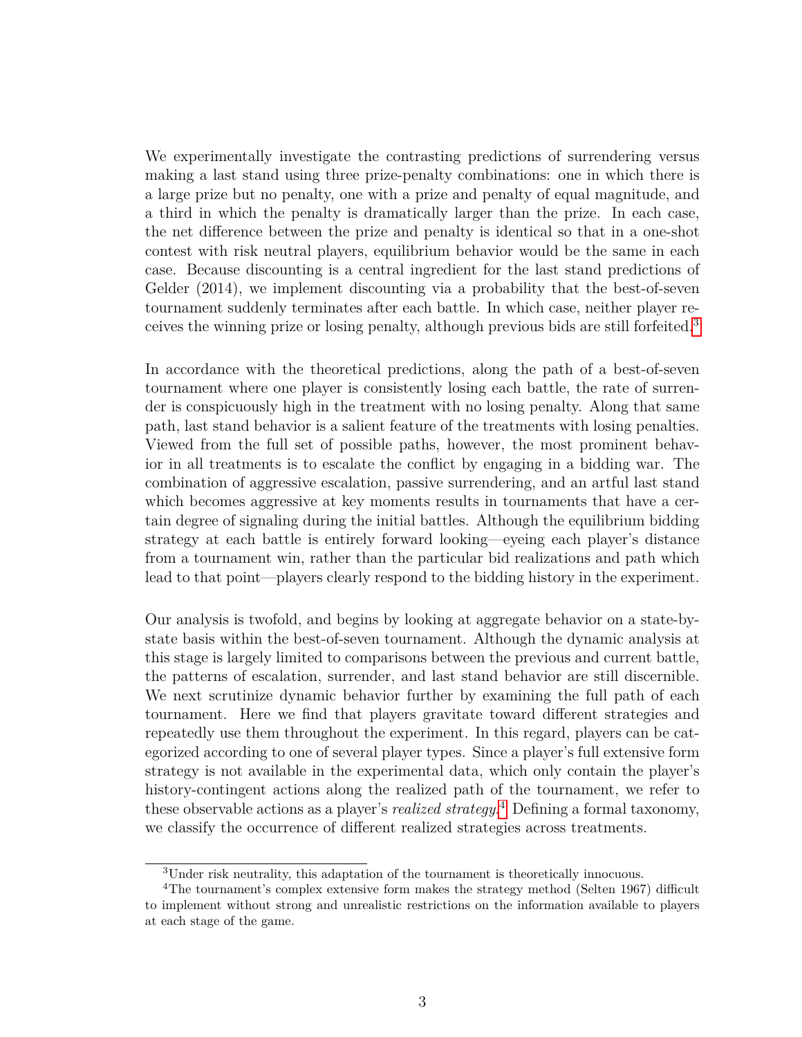We experimentally investigate the contrasting predictions of surrendering versus making a last stand using three prize-penalty combinations: one in which there is a large prize but no penalty, one with a prize and penalty of equal magnitude, and a third in which the penalty is dramatically larger than the prize. In each case, the net difference between the prize and penalty is identical so that in a one-shot contest with risk neutral players, equilibrium behavior would be the same in each case. Because discounting is a central ingredient for the last stand predictions of Gelder (2014), we implement discounting via a probability that the best-of-seven tournament suddenly terminates after each battle. In which case, neither player receives the winning prize or losing penalty, although previous bids are still forfeited.[3]

In accordance with the theoretical predictions, along the path of a best-of-seven tournament where one player is consistently losing each battle, the rate of surrender is conspicuously high in the treatment with no losing penalty. Along that same path, last stand behavior is a salient feature of the treatments with losing penalties. Viewed from the full set of possible paths, however, the most prominent behavior in all treatments is to escalate the conflict by engaging in a bidding war. The combination of aggressive escalation, passive surrendering, and an artful last stand which becomes aggressive at key moments results in tournaments that have a certain degree of signaling during the initial battles. Although the equilibrium bidding strategy at each battle is entirely forward looking—eyeing each player's distance from a tournament win, rather than the particular bid realizations and path which lead to that point—players clearly respond to the bidding history in the experiment.

Our analysis is twofold, and begins by looking at aggregate behavior on a state-by-state basis within the best-of-seven tournament. Although the dynamic analysis at this stage is largely limited to comparisons between the previous and current battle, the patterns of escalation, surrender, and last stand behavior are still discernible. We next scrutinize dynamic behavior further by examining the full path of each tournament. Here we find that players gravitate toward different strategies and repeatedly use them throughout the experiment. In this regard, players can be categorized according to one of several player types. Since a player's full extensive form strategy is not available in the experimental data, which only contain the player's history-contingent actions along the realized path of the tournament, we refer to these observable actions as a player's *realized strategy*.[4] Defining a formal taxonomy, we classify the occurrence of different realized strategies across treatments.

---

[3] Under risk neutrality, this adaptation of the tournament is theoretically innocuous.

[4] The tournament's complex extensive form makes the strategy method (Selten 1967) difficult to implement without strong and unrealistic restrictions on the information available to players at each stage of the game.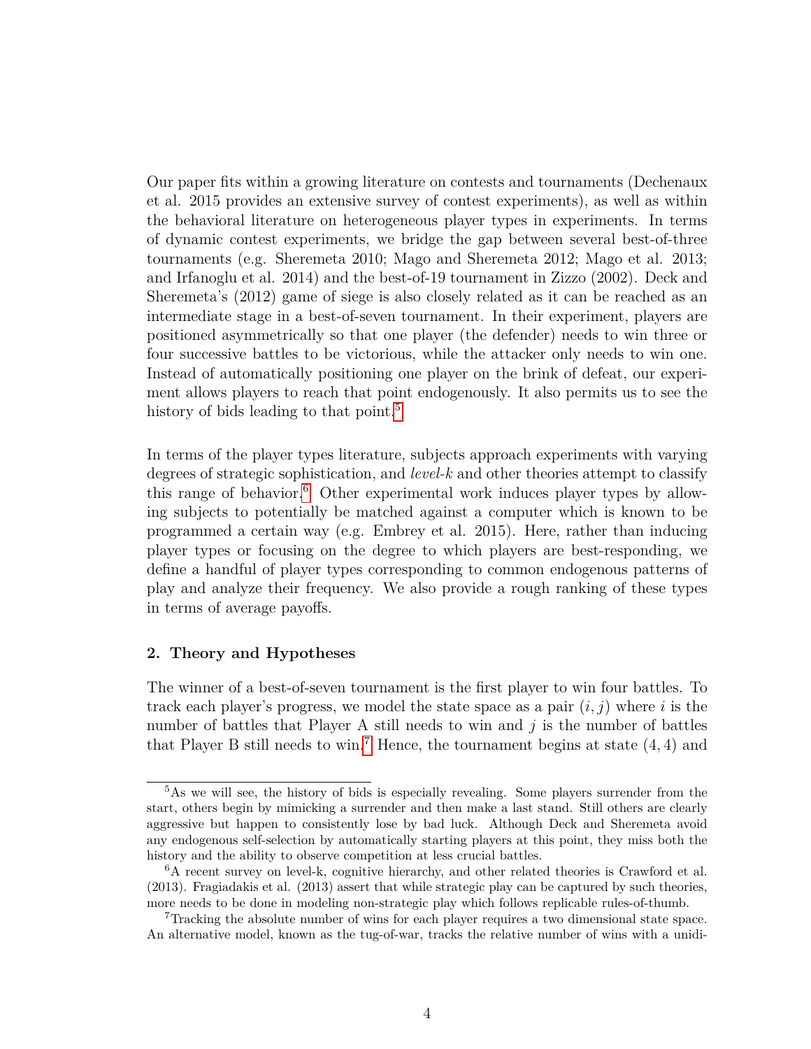Our paper fits within a growing literature on contests and tournaments (Dechenaux et al. 2015 provides an extensive survey of contest experiments), as well as within the behavioral literature on heterogeneous player types in experiments. In terms of dynamic contest experiments, we bridge the gap between several best-of-three tournaments (e.g. Sheremeta 2010; Mago and Sheremeta 2012; Mago et al. 2013; and Irfanoglu et al. 2014) and the best-of-19 tournament in Zizzo (2002). Deck and Sheremeta's (2012) game of siege is also closely related as it can be reached as an intermediate stage in a best-of-seven tournament. In their experiment, players are positioned asymmetrically so that one player (the defender) needs to win three or four successive battles to be victorious, while the attacker only needs to win one. Instead of automatically positioning one player on the brink of defeat, our experiment allows players to reach that point endogenously. It also permits us to see the history of bids leading to that point.[5]

In terms of the player types literature, subjects approach experiments with varying degrees of strategic sophistication, and *level-k* and other theories attempt to classify this range of behavior.[6] Other experimental work induces player types by allowing subjects to potentially be matched against a computer which is known to be programmed a certain way (e.g. Embrey et al. 2015). Here, rather than inducing player types or focusing on the degree to which players are best-responding, we define a handful of player types corresponding to common endogenous patterns of play and analyze their frequency. We also provide a rough ranking of these types in terms of average payoffs.

## 2. Theory and Hypotheses

The winner of a best-of-seven tournament is the first player to win four battles. To track each player's progress, we model the state space as a pair $(i, j)$ where $i$ is the number of battles that Player A still needs to win and $j$ is the number of battles that Player B still needs to win.[7] Hence, the tournament begins at state $(4, 4)$ and

---

[5] As we will see, the history of bids is especially revealing. Some players surrender from the start, others begin by mimicking a surrender and then make a last stand. Still others are clearly aggressive but happen to consistently lose by bad luck. Although Deck and Sheremeta avoid any endogenous self-selection by automatically starting players at this point, they miss both the history and the ability to observe competition at less crucial battles.

[6] A recent survey on level-k, cognitive hierarchy, and other related theories is Crawford et al. (2013). Fragiadakis et al. (2013) assert that while strategic play can be captured by such theories, more needs to be done in modeling non-strategic play which follows replicable rules-of-thumb.

[7] Tracking the absolute number of wins for each player requires a two dimensional state space. An alternative model, known as the tug-of-war, tracks the relative number of wins with a unidi-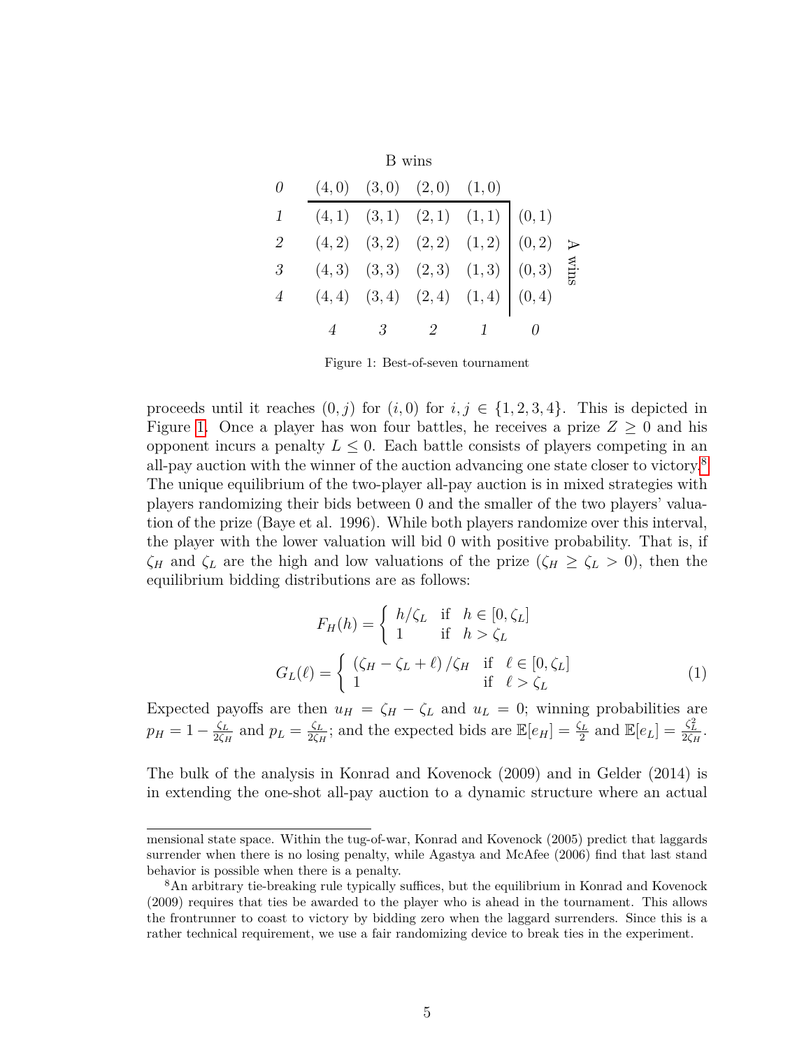|  |  |  | B wins |  |  |  |
|---|---|---|---|---|---|---|
| *0* | $(4,0)$ | $(3,0)$ | $(2,0)$ | $(1,0)$ |  |  |
| *1* | $(4,1)$ | $(3,1)$ | $(2,1)$ | $(1,1)$ | $(0,1)$ |  |
| *2* | $(4,2)$ | $(3,2)$ | $(2,2)$ | $(1,2)$ | $(0,2)$ | A wins |
| *3* | $(4,3)$ | $(3,3)$ | $(2,3)$ | $(1,3)$ | $(0,3)$ |  |
| *4* | $(4,4)$ | $(3,4)$ | $(2,4)$ | $(1,4)$ | $(0,4)$ |  |
|  | *4* | *3* | *2* | *1* | *0* |  |

Figure 1: Best-of-seven tournament

proceeds until it reaches $(0, j)$ for $(i, 0)$ for $i, j \in \{1, 2, 3, 4\}$. This is depicted in Figure 1. Once a player has won four battles, he receives a prize $Z \geq 0$ and his opponent incurs a penalty $L \leq 0$. Each battle consists of players competing in an all-pay auction with the winner of the auction advancing one state closer to victory.[8] The unique equilibrium of the two-player all-pay auction is in mixed strategies with players randomizing their bids between 0 and the smaller of the two players' valuation of the prize (Baye et al. 1996). While both players randomize over this interval, the player with the lower valuation will bid 0 with positive probability. That is, if $\zeta_H$ and $\zeta_L$ are the high and low valuations of the prize ($\zeta_H \geq \zeta_L > 0$), then the equilibrium bidding distributions are as follows:

$$F_H(h) = \begin{cases} h/\zeta_L & \text{if} \quad h \in [0, \zeta_L] \\ 1 & \text{if} \quad h > \zeta_L \end{cases}$$

$$G_L(\ell) = \begin{cases} (\zeta_H - \zeta_L + \ell)/\zeta_H & \text{if} \quad \ell \in [0, \zeta_L] \\ 1 & \text{if} \quad \ell > \zeta_L \end{cases} \tag{1}$$

Expected payoffs are then $u_H = \zeta_H - \zeta_L$ and $u_L = 0$; winning probabilities are $p_H = 1 - \frac{\zeta_L}{2\zeta_H}$ and $p_L = \frac{\zeta_L}{2\zeta_H}$; and the expected bids are $\mathbb{E}[e_H] = \frac{\zeta_L}{2}$ and $\mathbb{E}[e_L] = \frac{\zeta_L^2}{2\zeta_H}$.

The bulk of the analysis in Konrad and Kovenock (2009) and in Gelder (2014) is in extending the one-shot all-pay auction to a dynamic structure where an actual

---

mensional state space. Within the tug-of-war, Konrad and Kovenock (2005) predict that laggards surrender when there is no losing penalty, while Agastya and McAfee (2006) find that last stand behavior is possible when there is a penalty.

[8] An arbitrary tie-breaking rule typically suffices, but the equilibrium in Konrad and Kovenock (2009) requires that ties be awarded to the player who is ahead in the tournament. This allows the frontrunner to coast to victory by bidding zero when the laggard surrenders. Since this is a rather technical requirement, we use a fair randomizing device to break ties in the experiment.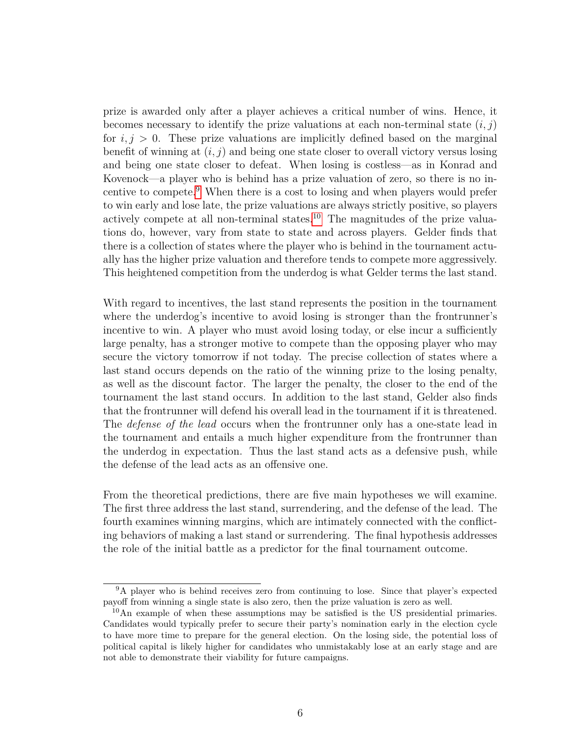prize is awarded only after a player achieves a critical number of wins. Hence, it becomes necessary to identify the prize valuations at each non-terminal state $(i, j)$ for $i, j > 0$. These prize valuations are implicitly defined based on the marginal benefit of winning at $(i, j)$ and being one state closer to overall victory versus losing and being one state closer to defeat. When losing is costless—as in Konrad and Kovenock—a player who is behind has a prize valuation of zero, so there is no incentive to compete.[9] When there is a cost to losing and when players would prefer to win early and lose late, the prize valuations are always strictly positive, so players actively compete at all non-terminal states.[10] The magnitudes of the prize valuations do, however, vary from state to state and across players. Gelder finds that there is a collection of states where the player who is behind in the tournament actually has the higher prize valuation and therefore tends to compete more aggressively. This heightened competition from the underdog is what Gelder terms the last stand.

With regard to incentives, the last stand represents the position in the tournament where the underdog's incentive to avoid losing is stronger than the frontrunner's incentive to win. A player who must avoid losing today, or else incur a sufficiently large penalty, has a stronger motive to compete than the opposing player who may secure the victory tomorrow if not today. The precise collection of states where a last stand occurs depends on the ratio of the winning prize to the losing penalty, as well as the discount factor. The larger the penalty, the closer to the end of the tournament the last stand occurs. In addition to the last stand, Gelder also finds that the frontrunner will defend his overall lead in the tournament if it is threatened. The *defense of the lead* occurs when the frontrunner only has a one-state lead in the tournament and entails a much higher expenditure from the frontrunner than the underdog in expectation. Thus the last stand acts as a defensive push, while the defense of the lead acts as an offensive one.

From the theoretical predictions, there are five main hypotheses we will examine. The first three address the last stand, surrendering, and the defense of the lead. The fourth examines winning margins, which are intimately connected with the conflicting behaviors of making a last stand or surrendering. The final hypothesis addresses the role of the initial battle as a predictor for the final tournament outcome.

---

[9] A player who is behind receives zero from continuing to lose. Since that player's expected payoff from winning a single state is also zero, then the prize valuation is zero as well.

[10] An example of when these assumptions may be satisfied is the US presidential primaries. Candidates would typically prefer to secure their party's nomination early in the election cycle to have more time to prepare for the general election. On the losing side, the potential loss of political capital is likely higher for candidates who unmistakably lose at an early stage and are not able to demonstrate their viability for future campaigns.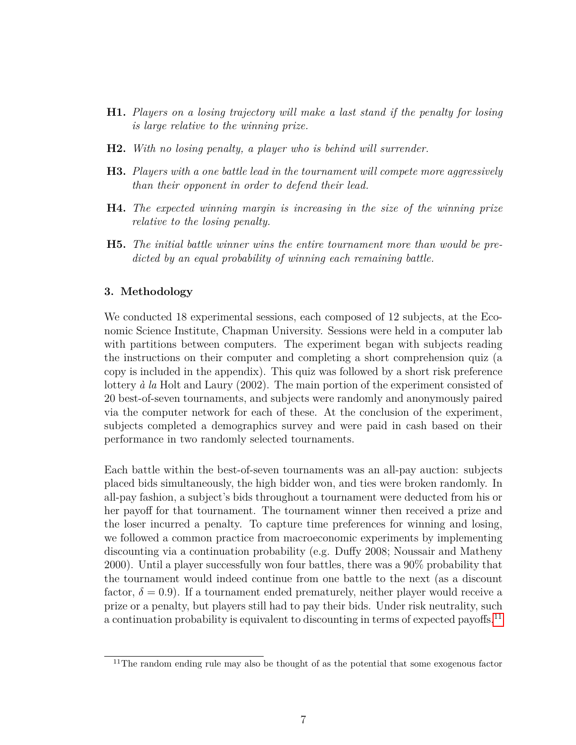**H1.** *Players on a losing trajectory will make a last stand if the penalty for losing is large relative to the winning prize.*

**H2.** *With no losing penalty, a player who is behind will surrender.*

**H3.** *Players with a one battle lead in the tournament will compete more aggressively than their opponent in order to defend their lead.*

**H4.** *The expected winning margin is increasing in the size of the winning prize relative to the losing penalty.*

**H5.** *The initial battle winner wins the entire tournament more than would be predicted by an equal probability of winning each remaining battle.*

## 3. Methodology

We conducted 18 experimental sessions, each composed of 12 subjects, at the Economic Science Institute, Chapman University. Sessions were held in a computer lab with partitions between computers. The experiment began with subjects reading the instructions on their computer and completing a short comprehension quiz (a copy is included in the appendix). This quiz was followed by a short risk preference lottery *à la* Holt and Laury (2002). The main portion of the experiment consisted of 20 best-of-seven tournaments, and subjects were randomly and anonymously paired via the computer network for each of these. At the conclusion of the experiment, subjects completed a demographics survey and were paid in cash based on their performance in two randomly selected tournaments.

Each battle within the best-of-seven tournaments was an all-pay auction: subjects placed bids simultaneously, the high bidder won, and ties were broken randomly. In all-pay fashion, a subject's bids throughout a tournament were deducted from his or her payoff for that tournament. The tournament winner then received a prize and the loser incurred a penalty. To capture time preferences for winning and losing, we followed a common practice from macroeconomic experiments by implementing discounting via a continuation probability (e.g. Duffy 2008; Noussair and Matheny 2000). Until a player successfully won four battles, there was a 90% probability that the tournament would indeed continue from one battle to the next (as a discount factor, $\delta = 0.9$). If a tournament ended prematurely, neither player would receive a prize or a penalty, but players still had to pay their bids. Under risk neutrality, such a continuation probability is equivalent to discounting in terms of expected payoffs.[11]

[11] The random ending rule may also be thought of as the potential that some exogenous factor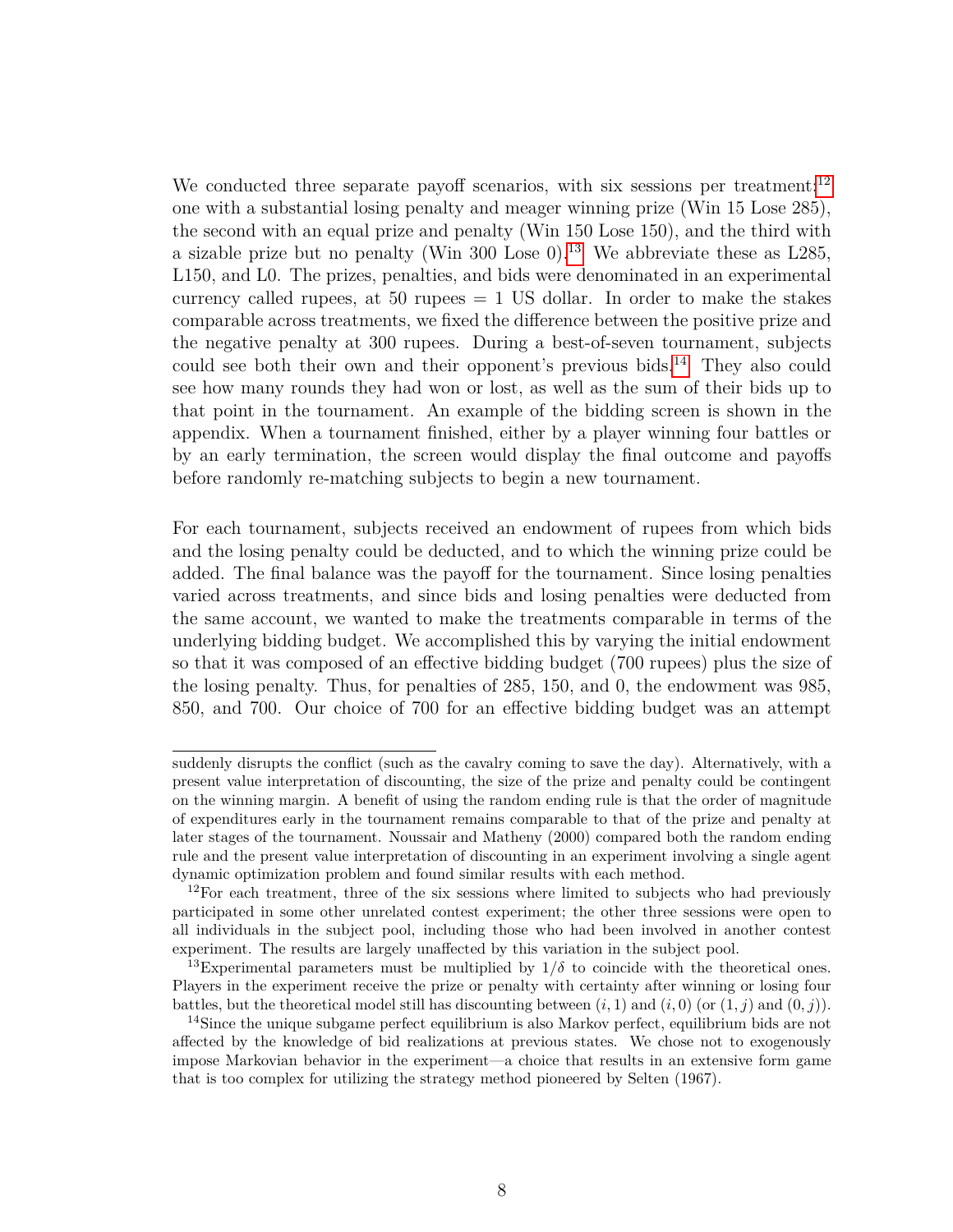We conducted three separate payoff scenarios, with six sessions per treatment;[12] one with a substantial losing penalty and meager winning prize (Win 15 Lose 285), the second with an equal prize and penalty (Win 150 Lose 150), and the third with a sizable prize but no penalty (Win 300 Lose 0).[13] We abbreviate these as L285, L150, and L0. The prizes, penalties, and bids were denominated in an experimental currency called rupees, at 50 rupees = 1 US dollar. In order to make the stakes comparable across treatments, we fixed the difference between the positive prize and the negative penalty at 300 rupees. During a best-of-seven tournament, subjects could see both their own and their opponent's previous bids.[14] They also could see how many rounds they had won or lost, as well as the sum of their bids up to that point in the tournament. An example of the bidding screen is shown in the appendix. When a tournament finished, either by a player winning four battles or by an early termination, the screen would display the final outcome and payoffs before randomly re-matching subjects to begin a new tournament.

For each tournament, subjects received an endowment of rupees from which bids and the losing penalty could be deducted, and to which the winning prize could be added. The final balance was the payoff for the tournament. Since losing penalties varied across treatments, and since bids and losing penalties were deducted from the same account, we wanted to make the treatments comparable in terms of the underlying bidding budget. We accomplished this by varying the initial endowment so that it was composed of an effective bidding budget (700 rupees) plus the size of the losing penalty. Thus, for penalties of 285, 150, and 0, the endowment was 985, 850, and 700. Our choice of 700 for an effective bidding budget was an attempt

---

suddenly disrupts the conflict (such as the cavalry coming to save the day). Alternatively, with a present value interpretation of discounting, the size of the prize and penalty could be contingent on the winning margin. A benefit of using the random ending rule is that the order of magnitude of expenditures early in the tournament remains comparable to that of the prize and penalty at later stages of the tournament. Noussair and Matheny (2000) compared both the random ending rule and the present value interpretation of discounting in an experiment involving a single agent dynamic optimization problem and found similar results with each method.

[12] For each treatment, three of the six sessions where limited to subjects who had previously participated in some other unrelated contest experiment; the other three sessions were open to all individuals in the subject pool, including those who had been involved in another contest experiment. The results are largely unaffected by this variation in the subject pool.

[13] Experimental parameters must be multiplied by $1/\delta$ to coincide with the theoretical ones. Players in the experiment receive the prize or penalty with certainty after winning or losing four battles, but the theoretical model still has discounting between $(i, 1)$ and $(i, 0)$ (or $(1, j)$ and $(0, j)$).

[14] Since the unique subgame perfect equilibrium is also Markov perfect, equilibrium bids are not affected by the knowledge of bid realizations at previous states. We chose not to exogenously impose Markovian behavior in the experiment—a choice that results in an extensive form game that is too complex for utilizing the strategy method pioneered by Selten (1967).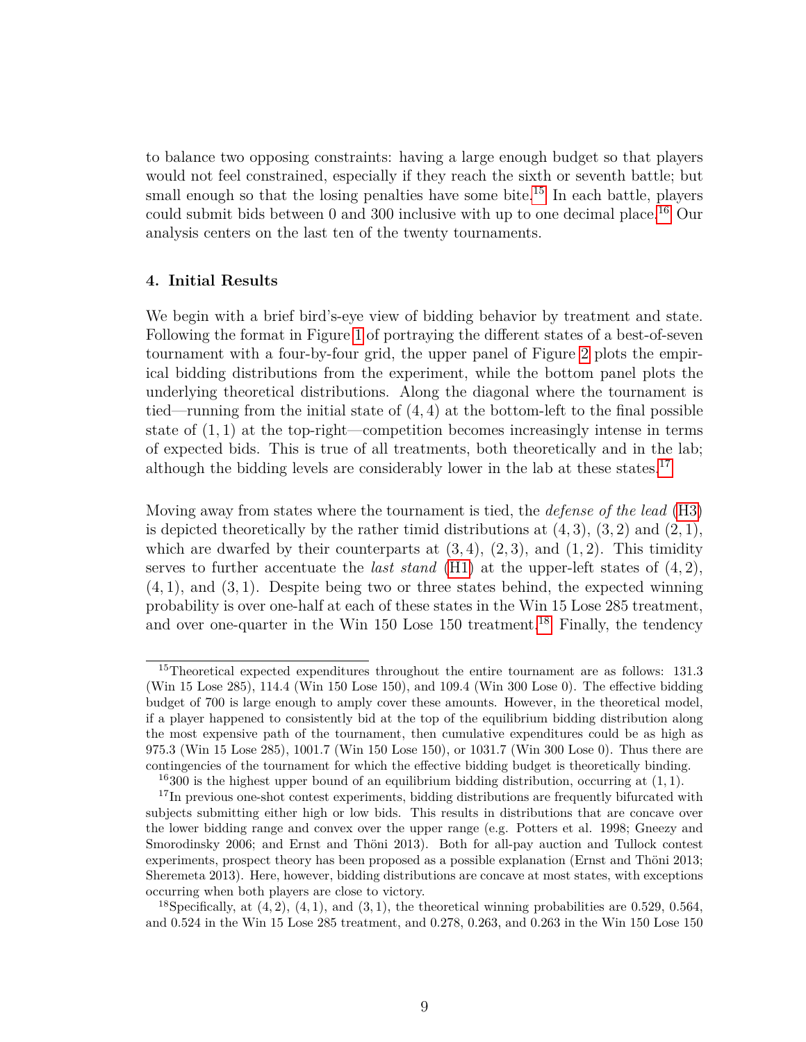to balance two opposing constraints: having a large enough budget so that players would not feel constrained, especially if they reach the sixth or seventh battle; but small enough so that the losing penalties have some bite.[15] In each battle, players could submit bids between 0 and 300 inclusive with up to one decimal place.[16] Our analysis centers on the last ten of the twenty tournaments.

## 4. Initial Results

We begin with a brief bird's-eye view of bidding behavior by treatment and state. Following the format in Figure 1 of portraying the different states of a best-of-seven tournament with a four-by-four grid, the upper panel of Figure 2 plots the empirical bidding distributions from the experiment, while the bottom panel plots the underlying theoretical distributions. Along the diagonal where the tournament is tied—running from the initial state of $(4, 4)$ at the bottom-left to the final possible state of $(1, 1)$ at the top-right—competition becomes increasingly intense in terms of expected bids. This is true of all treatments, both theoretically and in the lab; although the bidding levels are considerably lower in the lab at these states.[17]

Moving away from states where the tournament is tied, the *defense of the lead* (H3) is depicted theoretically by the rather timid distributions at $(4, 3)$, $(3, 2)$ and $(2, 1)$, which are dwarfed by their counterparts at $(3, 4)$, $(2, 3)$, and $(1, 2)$. This timidity serves to further accentuate the *last stand* (H1) at the upper-left states of $(4, 2)$, $(4, 1)$, and $(3, 1)$. Despite being two or three states behind, the expected winning probability is over one-half at each of these states in the Win 15 Lose 285 treatment, and over one-quarter in the Win 150 Lose 150 treatment.[18] Finally, the tendency

---

[15] Theoretical expected expenditures throughout the entire tournament are as follows: 131.3 (Win 15 Lose 285), 114.4 (Win 150 Lose 150), and 109.4 (Win 300 Lose 0). The effective bidding budget of 700 is large enough to amply cover these amounts. However, in the theoretical model, if a player happened to consistently bid at the top of the equilibrium bidding distribution along the most expensive path of the tournament, then cumulative expenditures could be as high as 975.3 (Win 15 Lose 285), 1001.7 (Win 150 Lose 150), or 1031.7 (Win 300 Lose 0). Thus there are contingencies of the tournament for which the effective bidding budget is theoretically binding.

[16] 300 is the highest upper bound of an equilibrium bidding distribution, occurring at $(1, 1)$.

[17] In previous one-shot contest experiments, bidding distributions are frequently bifurcated with subjects submitting either high or low bids. This results in distributions that are concave over the lower bidding range and convex over the upper range (e.g. Potters et al. 1998; Gneezy and Smorodinsky 2006; and Ernst and Thöni 2013). Both for all-pay auction and Tullock contest experiments, prospect theory has been proposed as a possible explanation (Ernst and Thöni 2013; Sheremeta 2013). Here, however, bidding distributions are concave at most states, with exceptions occurring when both players are close to victory.

[18] Specifically, at $(4, 2)$, $(4, 1)$, and $(3, 1)$, the theoretical winning probabilities are 0.529, 0.564, and 0.524 in the Win 15 Lose 285 treatment, and 0.278, 0.263, and 0.263 in the Win 150 Lose 150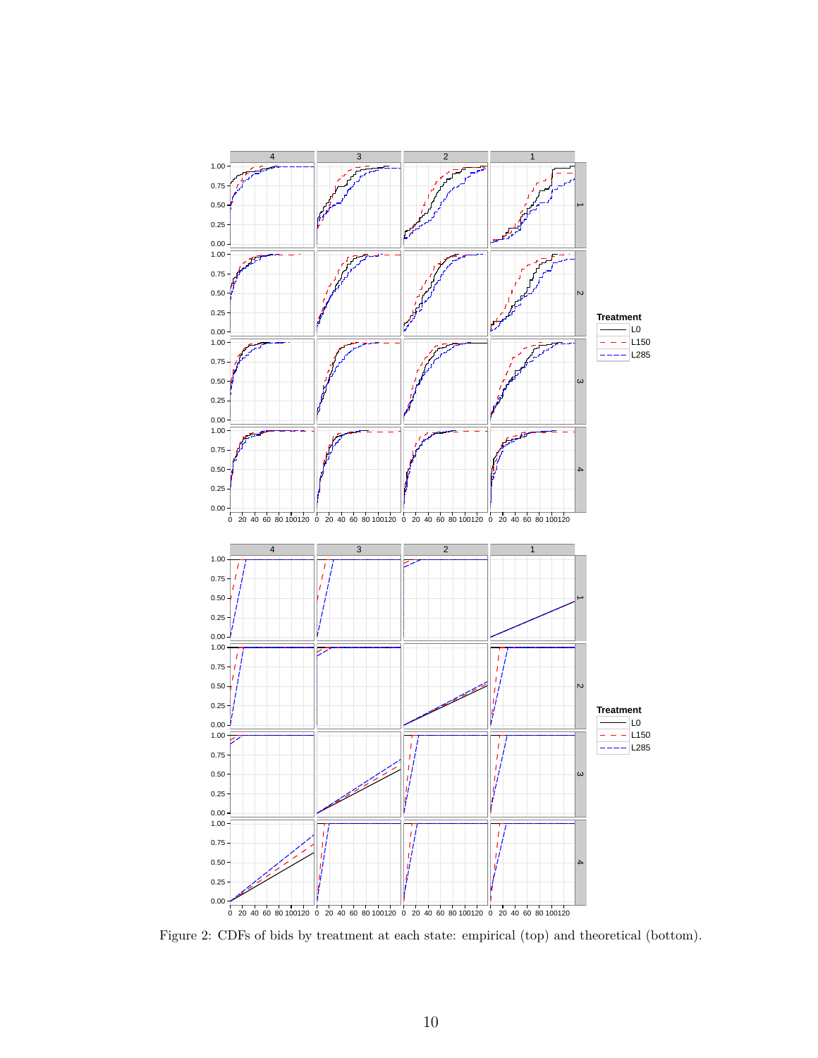Figure 2: CDFs of bids by treatment at each state: empirical (top) and theoretical (bottom).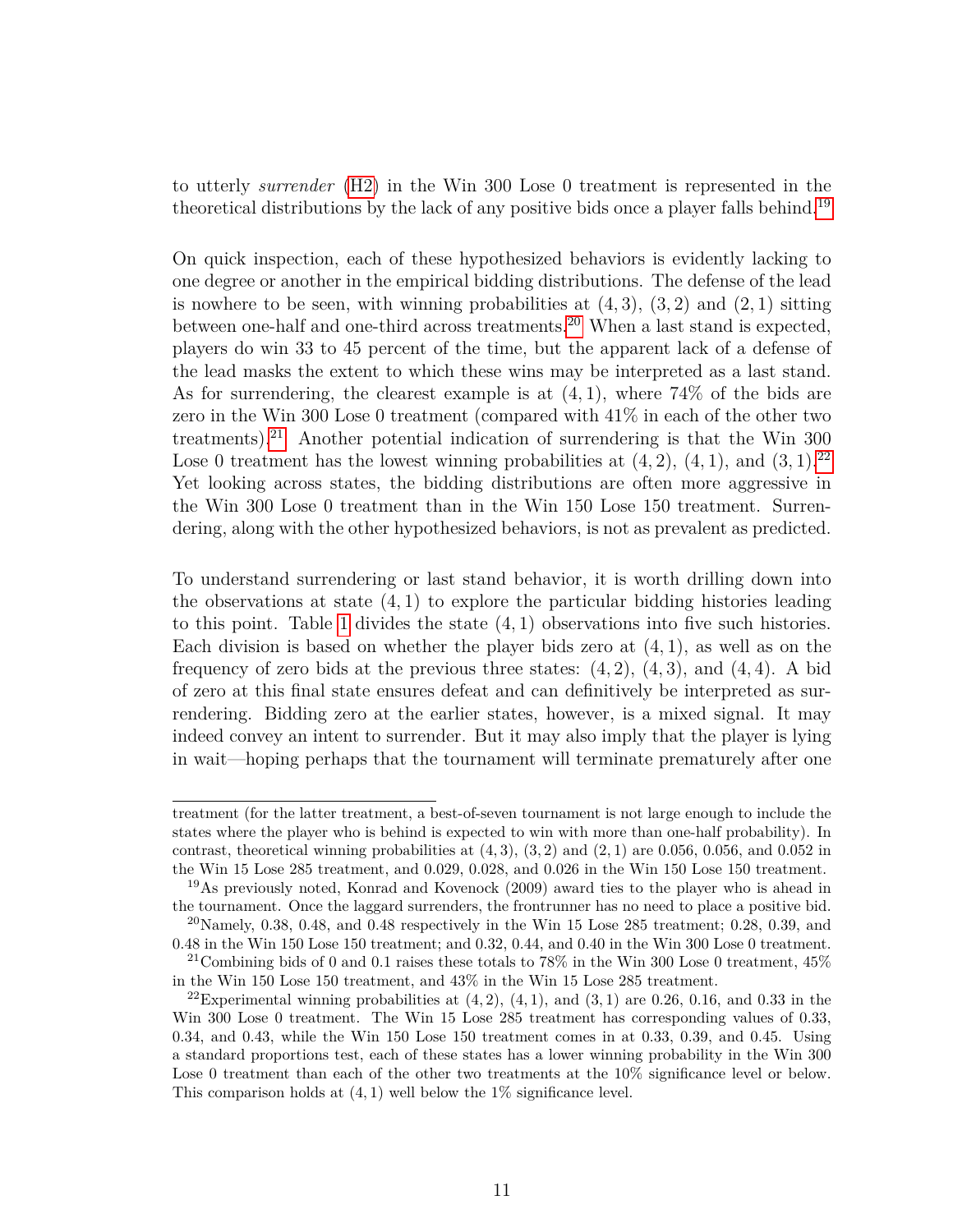to utterly *surrender* (H2) in the Win 300 Lose 0 treatment is represented in the theoretical distributions by the lack of any positive bids once a player falls behind.[19]

On quick inspection, each of these hypothesized behaviors is evidently lacking to one degree or another in the empirical bidding distributions. The defense of the lead is nowhere to be seen, with winning probabilities at $(4, 3)$, $(3, 2)$ and $(2, 1)$ sitting between one-half and one-third across treatments.[20] When a last stand is expected, players do win 33 to 45 percent of the time, but the apparent lack of a defense of the lead masks the extent to which these wins may be interpreted as a last stand. As for surrendering, the clearest example is at $(4, 1)$, where 74% of the bids are zero in the Win 300 Lose 0 treatment (compared with 41% in each of the other two treatments).[21] Another potential indication of surrendering is that the Win 300 Lose 0 treatment has the lowest winning probabilities at $(4, 2)$, $(4, 1)$, and $(3, 1)$.[22] Yet looking across states, the bidding distributions are often more aggressive in the Win 300 Lose 0 treatment than in the Win 150 Lose 150 treatment. Surrendering, along with the other hypothesized behaviors, is not as prevalent as predicted.

To understand surrendering or last stand behavior, it is worth drilling down into the observations at state $(4, 1)$ to explore the particular bidding histories leading to this point. Table 1 divides the state $(4, 1)$ observations into five such histories. Each division is based on whether the player bids zero at $(4, 1)$, as well as on the frequency of zero bids at the previous three states: $(4, 2)$, $(4, 3)$, and $(4, 4)$. A bid of zero at this final state ensures defeat and can definitively be interpreted as surrendering. Bidding zero at the earlier states, however, is a mixed signal. It may indeed convey an intent to surrender. But it may also imply that the player is lying in wait—hoping perhaps that the tournament will terminate prematurely after one

treatment (for the latter treatment, a best-of-seven tournament is not large enough to include the states where the player who is behind is expected to win with more than one-half probability). In contrast, theoretical winning probabilities at $(4, 3)$, $(3, 2)$ and $(2, 1)$ are 0.056, 0.056, and 0.052 in the Win 15 Lose 285 treatment, and 0.029, 0.028, and 0.026 in the Win 150 Lose 150 treatment.

[19]As previously noted, Konrad and Kovenock (2009) award ties to the player who is ahead in the tournament. Once the laggard surrenders, the frontrunner has no need to place a positive bid.

[20]Namely, 0.38, 0.48, and 0.48 respectively in the Win 15 Lose 285 treatment; 0.28, 0.39, and 0.48 in the Win 150 Lose 150 treatment; and 0.32, 0.44, and 0.40 in the Win 300 Lose 0 treatment.

[21]Combining bids of 0 and 0.1 raises these totals to 78% in the Win 300 Lose 0 treatment, 45% in the Win 150 Lose 150 treatment, and 43% in the Win 15 Lose 285 treatment.

[22]Experimental winning probabilities at $(4, 2)$, $(4, 1)$, and $(3, 1)$ are 0.26, 0.16, and 0.33 in the Win 300 Lose 0 treatment. The Win 15 Lose 285 treatment has corresponding values of 0.33, 0.34, and 0.43, while the Win 150 Lose 150 treatment comes in at 0.33, 0.39, and 0.45. Using a standard proportions test, each of these states has a lower winning probability in the Win 300 Lose 0 treatment than each of the other two treatments at the 10% significance level or below. This comparison holds at $(4, 1)$ well below the 1% significance level.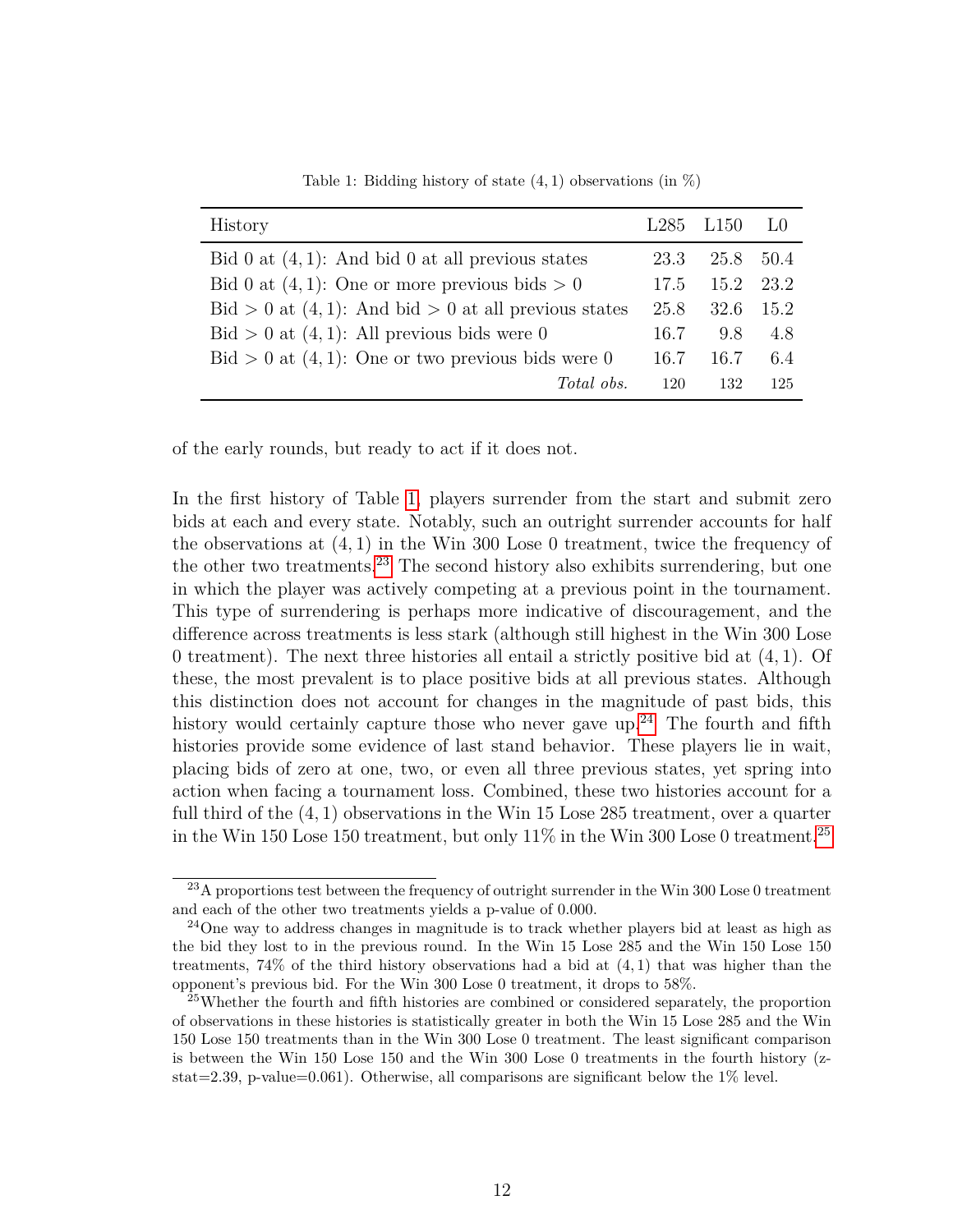Table 1: Bidding history of state $(4, 1)$ observations (in %)

| History | L285 | L150 | L0 |
|---|---|---|---|
| Bid 0 at $(4, 1)$: And bid 0 at all previous states | 23.3 | 25.8 | 50.4 |
| Bid 0 at $(4, 1)$: One or more previous bids $> 0$ | 17.5 | 15.2 | 23.2 |
| Bid $> 0$ at $(4, 1)$: And bid $> 0$ at all previous states | 25.8 | 32.6 | 15.2 |
| Bid $> 0$ at $(4, 1)$: All previous bids were 0 | 16.7 | 9.8 | 4.8 |
| Bid $> 0$ at $(4, 1)$: One or two previous bids were 0 | 16.7 | 16.7 | 6.4 |
| *Total obs.* | 120 | 132 | 125 |

of the early rounds, but ready to act if it does not.

In the first history of Table 1, players surrender from the start and submit zero bids at each and every state. Notably, such an outright surrender accounts for half the observations at $(4, 1)$ in the Win 300 Lose 0 treatment, twice the frequency of the other two treatments.[23] The second history also exhibits surrendering, but one in which the player was actively competing at a previous point in the tournament. This type of surrendering is perhaps more indicative of discouragement, and the difference across treatments is less stark (although still highest in the Win 300 Lose 0 treatment). The next three histories all entail a strictly positive bid at $(4, 1)$. Of these, the most prevalent is to place positive bids at all previous states. Although this distinction does not account for changes in the magnitude of past bids, this history would certainly capture those who never gave up.[24] The fourth and fifth histories provide some evidence of last stand behavior. These players lie in wait, placing bids of zero at one, two, or even all three previous states, yet spring into action when facing a tournament loss. Combined, these two histories account for a full third of the $(4, 1)$ observations in the Win 15 Lose 285 treatment, over a quarter in the Win 150 Lose 150 treatment, but only 11% in the Win 300 Lose 0 treatment.[25]

[23] A proportions test between the frequency of outright surrender in the Win 300 Lose 0 treatment and each of the other two treatments yields a p-value of 0.000.

[24] One way to address changes in magnitude is to track whether players bid at least as high as the bid they lost to in the previous round. In the Win 15 Lose 285 and the Win 150 Lose 150 treatments, 74% of the third history observations had a bid at $(4, 1)$ that was higher than the opponent's previous bid. For the Win 300 Lose 0 treatment, it drops to 58%.

[25] Whether the fourth and fifth histories are combined or considered separately, the proportion of observations in these histories is statistically greater in both the Win 15 Lose 285 and the Win 150 Lose 150 treatments than in the Win 300 Lose 0 treatment. The least significant comparison is between the Win 150 Lose 150 and the Win 300 Lose 0 treatments in the fourth history (z-stat=2.39, p-value=0.061). Otherwise, all comparisons are significant below the 1% level.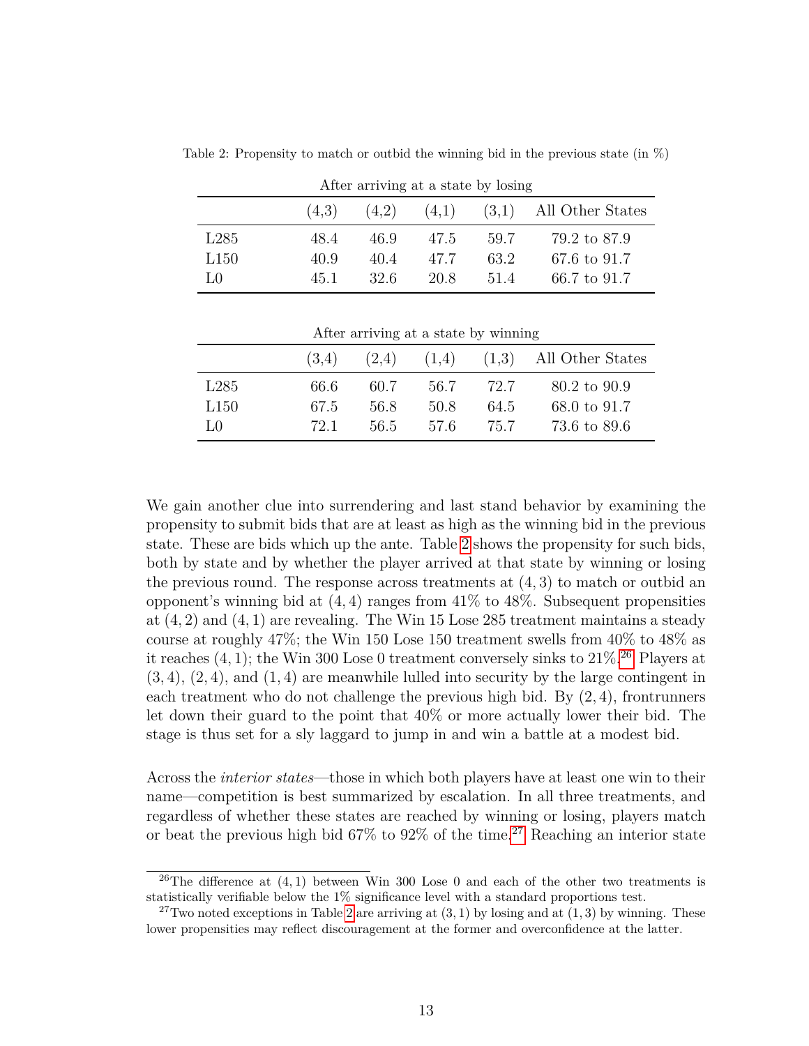Table 2: Propensity to match or outbid the winning bid in the previous state (in %)

After arriving at a state by losing

| | (4,3) | (4,2) | (4,1) | (3,1) | All Other States |
|---|---|---|---|---|---|
| L285 | 48.4 | 46.9 | 47.5 | 59.7 | 79.2 to 87.9 |
| L150 | 40.9 | 40.4 | 47.7 | 63.2 | 67.6 to 91.7 |
| L0 | 45.1 | 32.6 | 20.8 | 51.4 | 66.7 to 91.7 |

After arriving at a state by winning

| | (3,4) | (2,4) | (1,4) | (1,3) | All Other States |
|---|---|---|---|---|---|
| L285 | 66.6 | 60.7 | 56.7 | 72.7 | 80.2 to 90.9 |
| L150 | 67.5 | 56.8 | 50.8 | 64.5 | 68.0 to 91.7 |
| L0 | 72.1 | 56.5 | 57.6 | 75.7 | 73.6 to 89.6 |

We gain another clue into surrendering and last stand behavior by examining the propensity to submit bids that are at least as high as the winning bid in the previous state. These are bids which up the ante. Table 2 shows the propensity for such bids, both by state and by whether the player arrived at that state by winning or losing the previous round. The response across treatments at $(4,3)$ to match or outbid an opponent's winning bid at $(4,4)$ ranges from 41% to 48%. Subsequent propensities at $(4,2)$ and $(4,1)$ are revealing. The Win 15 Lose 285 treatment maintains a steady course at roughly 47%; the Win 150 Lose 150 treatment swells from 40% to 48% as it reaches $(4,1)$; the Win 300 Lose 0 treatment conversely sinks to 21%.[26] Players at $(3,4)$, $(2,4)$, and $(1,4)$ are meanwhile lulled into security by the large contingent in each treatment who do not challenge the previous high bid. By $(2,4)$, frontrunners let down their guard to the point that 40% or more actually lower their bid. The stage is thus set for a sly laggard to jump in and win a battle at a modest bid.

Across the *interior states*—those in which both players have at least one win to their name—competition is best summarized by escalation. In all three treatments, and regardless of whether these states are reached by winning or losing, players match or beat the previous high bid 67% to 92% of the time.[27] Reaching an interior state

[26] The difference at $(4,1)$ between Win 300 Lose 0 and each of the other two treatments is statistically verifiable below the 1% significance level with a standard proportions test.

[27] Two noted exceptions in Table 2 are arriving at $(3,1)$ by losing and at $(1,3)$ by winning. These lower propensities may reflect discouragement at the former and overconfidence at the latter.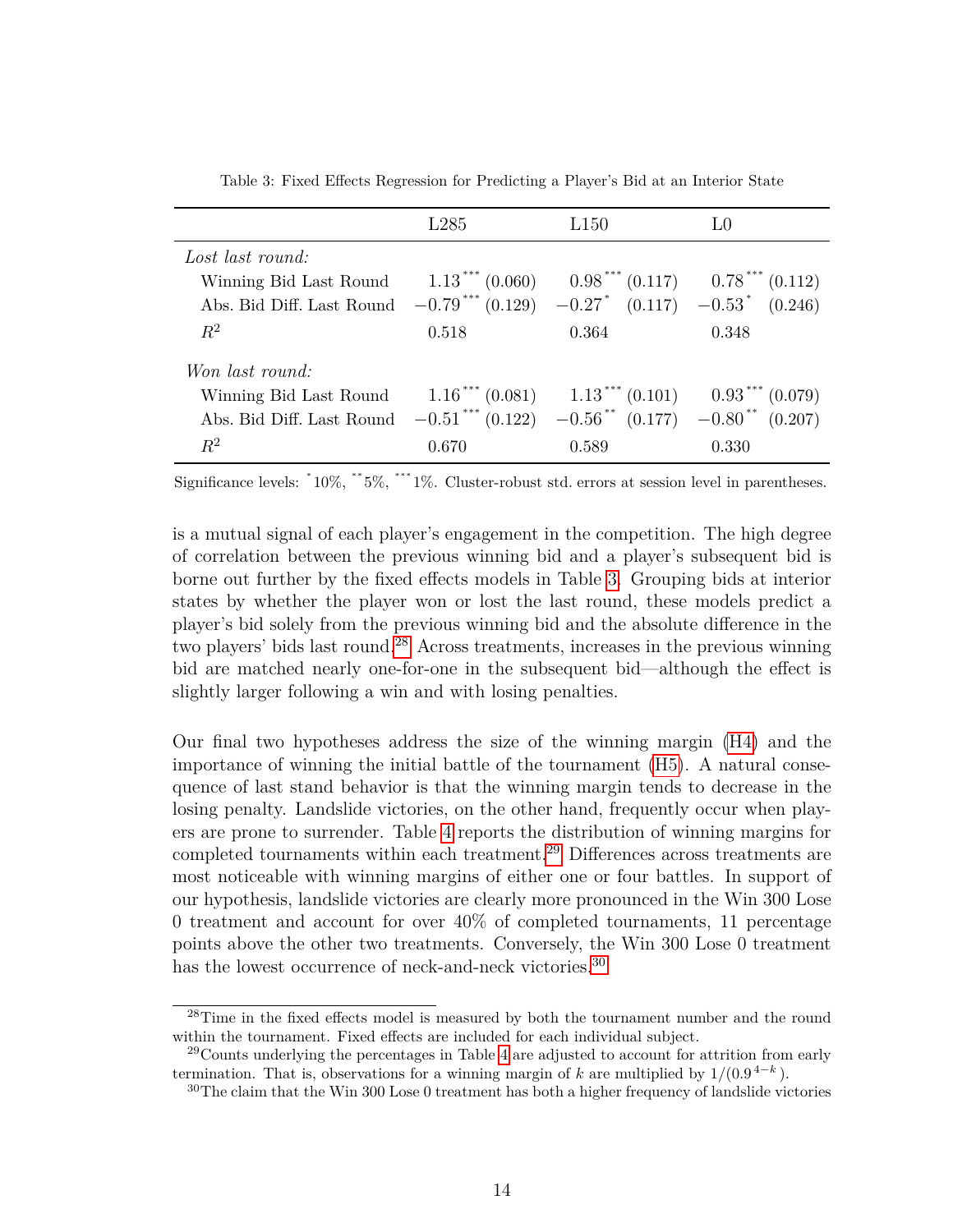Table 3: Fixed Effects Regression for Predicting a Player's Bid at an Interior State

| | L285 | L150 | L0 |
|---|---|---|---|
| *Lost last round:* | | | |
| Winning Bid Last Round | $1.13^{***}$ (0.060) | $0.98^{***}$ (0.117) | $0.78^{***}$ (0.112) |
| Abs. Bid Diff. Last Round | $-0.79^{***}$ (0.129) | $-0.27^{*}$ (0.117) | $-0.53^{*}$ (0.246) |
| $R^2$ | 0.518 | 0.364 | 0.348 |
| *Won last round:* | | | |
| Winning Bid Last Round | $1.16^{***}$ (0.081) | $1.13^{***}$ (0.101) | $0.93^{***}$ (0.079) |
| Abs. Bid Diff. Last Round | $-0.51^{***}$ (0.122) | $-0.56^{**}$ (0.177) | $-0.80^{**}$ (0.207) |
| $R^2$ | 0.670 | 0.589 | 0.330 |

Significance levels: $^{*}$10%, $^{**}$5%, $^{***}$1%. Cluster-robust std. errors at session level in parentheses.

is a mutual signal of each player's engagement in the competition. The high degree of correlation between the previous winning bid and a player's subsequent bid is borne out further by the fixed effects models in Table 3. Grouping bids at interior states by whether the player won or lost the last round, these models predict a player's bid solely from the previous winning bid and the absolute difference in the two players' bids last round.[28] Across treatments, increases in the previous winning bid are matched nearly one-for-one in the subsequent bid—although the effect is slightly larger following a win and with losing penalties.

Our final two hypotheses address the size of the winning margin (H4) and the importance of winning the initial battle of the tournament (H5). A natural consequence of last stand behavior is that the winning margin tends to decrease in the losing penalty. Landslide victories, on the other hand, frequently occur when players are prone to surrender. Table 4 reports the distribution of winning margins for completed tournaments within each treatment.[29] Differences across treatments are most noticeable with winning margins of either one or four battles. In support of our hypothesis, landslide victories are clearly more pronounced in the Win 300 Lose 0 treatment and account for over 40% of completed tournaments, 11 percentage points above the other two treatments. Conversely, the Win 300 Lose 0 treatment has the lowest occurrence of neck-and-neck victories.[30]

[28] Time in the fixed effects model is measured by both the tournament number and the round within the tournament. Fixed effects are included for each individual subject.

[29] Counts underlying the percentages in Table 4 are adjusted to account for attrition from early termination. That is, observations for a winning margin of $k$ are multiplied by $1/(0.9^{4-k})$.

[30] The claim that the Win 300 Lose 0 treatment has both a higher frequency of landslide victories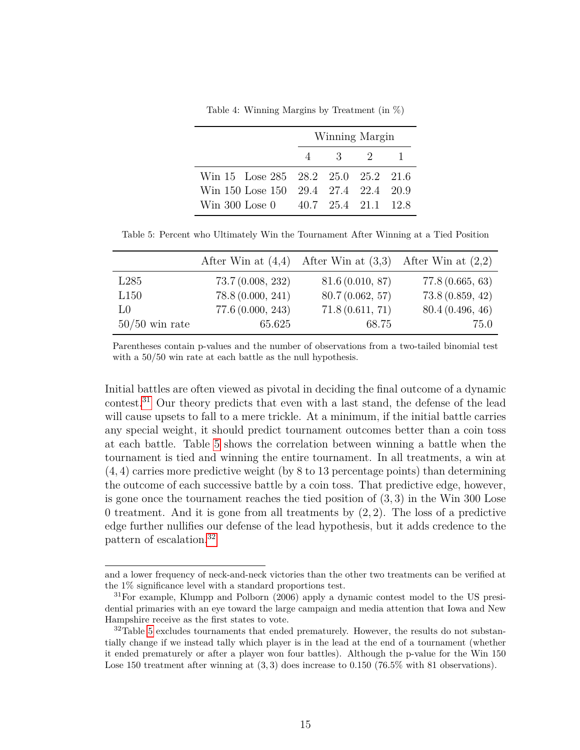Table 4: Winning Margins by Treatment (in %)

| | Winning Margin | | | |
|---|---|---|---|---|
| | 4 | 3 | 2 | 1 |
| Win 15 Lose 285 | 28.2 | 25.0 | 25.2 | 21.6 |
| Win 150 Lose 150 | 29.4 | 27.4 | 22.4 | 20.9 |
| Win 300 Lose 0 | 40.7 | 25.4 | 21.1 | 12.8 |

Table 5: Percent who Ultimately Win the Tournament After Winning at a Tied Position

| | After Win at (4,4) | After Win at (3,3) | After Win at (2,2) |
|---|---|---|---|
| L285 | 73.7 (0.008, 232) | 81.6 (0.010, 87) | 77.8 (0.665, 63) |
| L150 | 78.8 (0.000, 241) | 80.7 (0.062, 57) | 73.8 (0.859, 42) |
| L0 | 77.6 (0.000, 243) | 71.8 (0.611, 71) | 80.4 (0.496, 46) |
| 50/50 win rate | 65.625 | 68.75 | 75.0 |

Parentheses contain p-values and the number of observations from a two-tailed binomial test with a 50/50 win rate at each battle as the null hypothesis.

Initial battles are often viewed as pivotal in deciding the final outcome of a dynamic contest.[31] Our theory predicts that even with a last stand, the defense of the lead will cause upsets to fall to a mere trickle. At a minimum, if the initial battle carries any special weight, it should predict tournament outcomes better than a coin toss at each battle. Table 5 shows the correlation between winning a battle when the tournament is tied and winning the entire tournament. In all treatments, a win at $(4,4)$ carries more predictive weight (by 8 to 13 percentage points) than determining the outcome of each successive battle by a coin toss. That predictive edge, however, is gone once the tournament reaches the tied position of $(3,3)$ in the Win 300 Lose 0 treatment. And it is gone from all treatments by $(2,2)$. The loss of a predictive edge further nullifies our defense of the lead hypothesis, but it adds credence to the pattern of escalation.[32]

and a lower frequency of neck-and-neck victories than the other two treatments can be verified at the 1% significance level with a standard proportions test.

[31] For example, Klumpp and Polborn (2006) apply a dynamic contest model to the US presidential primaries with an eye toward the large campaign and media attention that Iowa and New Hampshire receive as the first states to vote.

[32] Table 5 excludes tournaments that ended prematurely. However, the results do not substantially change if we instead tally which player is in the lead at the end of a tournament (whether it ended prematurely or after a player won four battles). Although the p-value for the Win 150 Lose 150 treatment after winning at $(3,3)$ does increase to 0.150 (76.5% with 81 observations).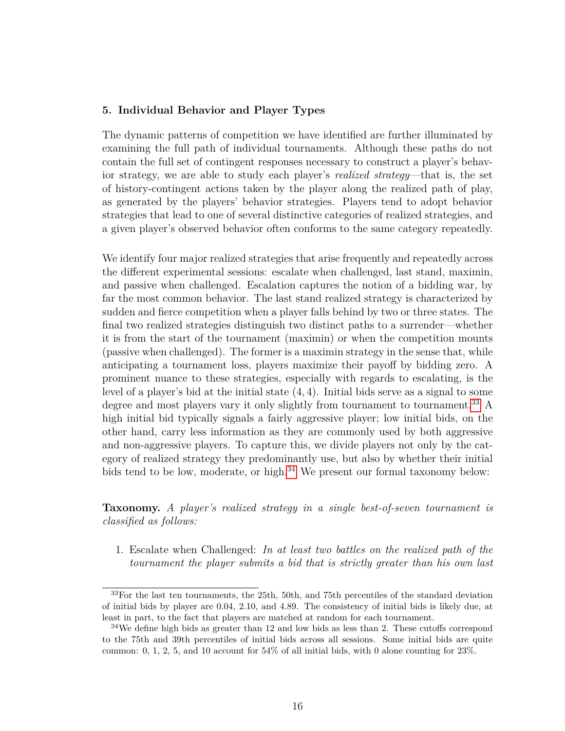## 5. Individual Behavior and Player Types

The dynamic patterns of competition we have identified are further illuminated by examining the full path of individual tournaments. Although these paths do not contain the full set of contingent responses necessary to construct a player's behavior strategy, we are able to study each player's *realized strategy*—that is, the set of history-contingent actions taken by the player along the realized path of play, as generated by the players' behavior strategies. Players tend to adopt behavior strategies that lead to one of several distinctive categories of realized strategies, and a given player's observed behavior often conforms to the same category repeatedly.

We identify four major realized strategies that arise frequently and repeatedly across the different experimental sessions: escalate when challenged, last stand, maximin, and passive when challenged. Escalation captures the notion of a bidding war, by far the most common behavior. The last stand realized strategy is characterized by sudden and fierce competition when a player falls behind by two or three states. The final two realized strategies distinguish two distinct paths to a surrender—whether it is from the start of the tournament (maximin) or when the competition mounts (passive when challenged). The former is a maximin strategy in the sense that, while anticipating a tournament loss, players maximize their payoff by bidding zero. A prominent nuance to these strategies, especially with regards to escalating, is the level of a player's bid at the initial state $(4, 4)$. Initial bids serve as a signal to some degree and most players vary it only slightly from tournament to tournament.[33] A high initial bid typically signals a fairly aggressive player; low initial bids, on the other hand, carry less information as they are commonly used by both aggressive and non-aggressive players. To capture this, we divide players not only by the category of realized strategy they predominantly use, but also by whether their initial bids tend to be low, moderate, or high.[34] We present our formal taxonomy below:

**Taxonomy.** *A player's realized strategy in a single best-of-seven tournament is classified as follows:*

1. Escalate when Challenged: *In at least two battles on the realized path of the tournament the player submits a bid that is strictly greater than his own last*

---

[33] For the last ten tournaments, the 25th, 50th, and 75th percentiles of the standard deviation of initial bids by player are 0.04, 2.10, and 4.89. The consistency of initial bids is likely due, at least in part, to the fact that players are matched at random for each tournament.

[34] We define high bids as greater than 12 and low bids as less than 2. These cutoffs correspond to the 75th and 39th percentiles of initial bids across all sessions. Some initial bids are quite common: 0, 1, 2, 5, and 10 account for 54% of all initial bids, with 0 alone counting for 23%.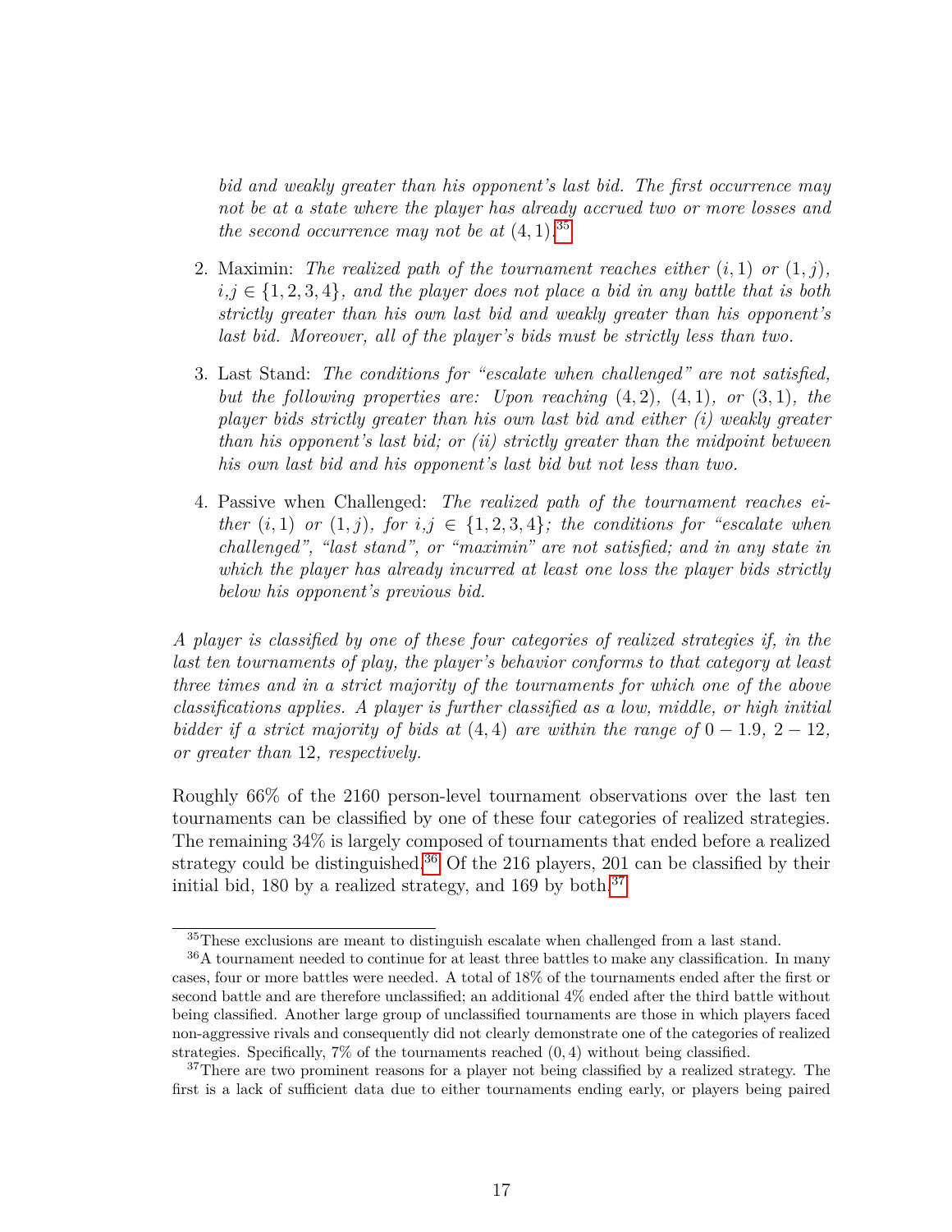*bid and weakly greater than his opponent's last bid. The first occurrence may not be at a state where the player has already accrued two or more losses and the second occurrence may not be at $(4, 1)$.*[35]

2. Maximin: *The realized path of the tournament reaches either $(i, 1)$ or $(1, j)$, $i,j \in \{1, 2, 3, 4\}$, and the player does not place a bid in any battle that is both strictly greater than his own last bid and weakly greater than his opponent's last bid. Moreover, all of the player's bids must be strictly less than two.*

3. Last Stand: *The conditions for "escalate when challenged" are not satisfied, but the following properties are: Upon reaching $(4, 2)$, $(4, 1)$, or $(3, 1)$, the player bids strictly greater than his own last bid and either (i) weakly greater than his opponent's last bid; or (ii) strictly greater than the midpoint between his own last bid and his opponent's last bid but not less than two.*

4. Passive when Challenged: *The realized path of the tournament reaches either $(i, 1)$ or $(1, j)$, for $i, j \in \{1, 2, 3, 4\}$; the conditions for "escalate when challenged", "last stand", or "maximin" are not satisfied; and in any state in which the player has already incurred at least one loss the player bids strictly below his opponent's previous bid.*

*A player is classified by one of these four categories of realized strategies if, in the last ten tournaments of play, the player's behavior conforms to that category at least three times and in a strict majority of the tournaments for which one of the above classifications applies. A player is further classified as a low, middle, or high initial bidder if a strict majority of bids at $(4, 4)$ are within the range of $0 - 1.9$, $2 - 12$, or greater than $12$, respectively.*

Roughly 66% of the 2160 person-level tournament observations over the last ten tournaments can be classified by one of these four categories of realized strategies. The remaining 34% is largely composed of tournaments that ended before a realized strategy could be distinguished.[36] Of the 216 players, 201 can be classified by their initial bid, 180 by a realized strategy, and 169 by both.[37]

[35]These exclusions are meant to distinguish escalate when challenged from a last stand.

[36]A tournament needed to continue for at least three battles to make any classification. In many cases, four or more battles were needed. A total of 18% of the tournaments ended after the first or second battle and are therefore unclassified; an additional 4% ended after the third battle without being classified. Another large group of unclassified tournaments are those in which players faced non-aggressive rivals and consequently did not clearly demonstrate one of the categories of realized strategies. Specifically, 7% of the tournaments reached $(0, 4)$ without being classified.

[37]There are two prominent reasons for a player not being classified by a realized strategy. The first is a lack of sufficient data due to either tournaments ending early, or players being paired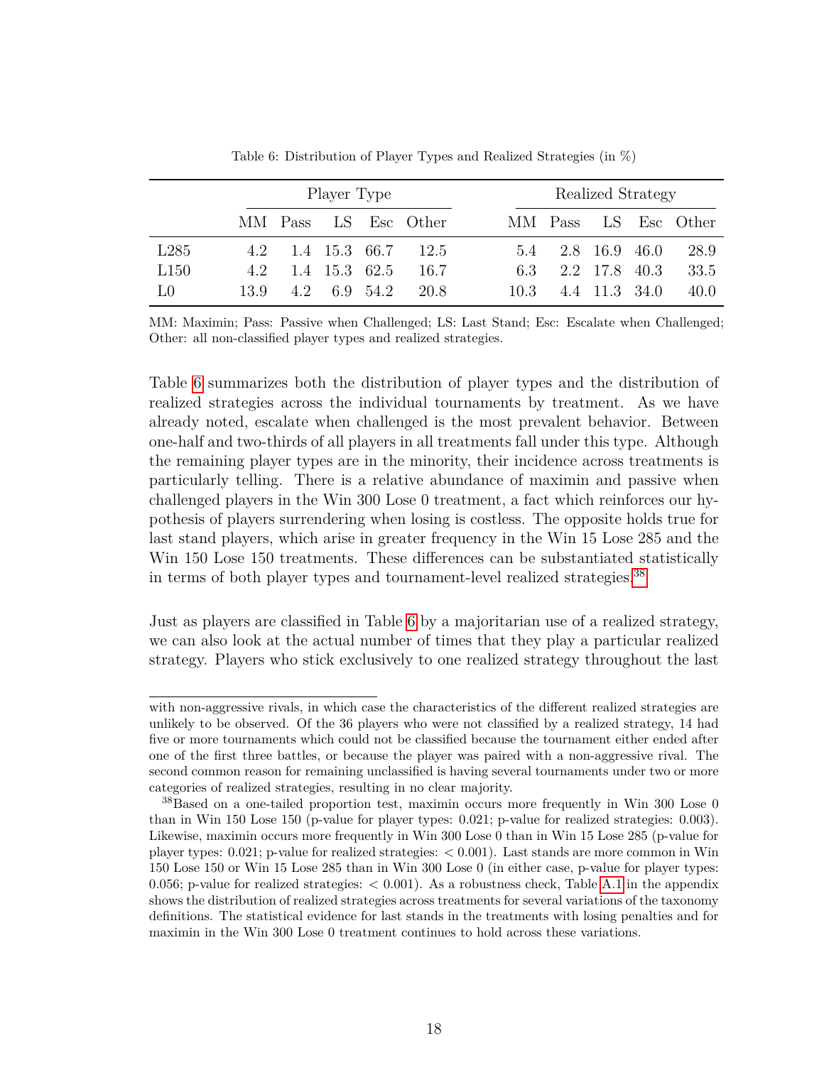Table 6: Distribution of Player Types and Realized Strategies (in %)

| | Player Type | | | | | Realized Strategy | | | | |
|---|---|---|---|---|---|---|---|---|---|---|
| | MM | Pass | LS | Esc | Other | MM | Pass | LS | Esc | Other |
| L285 | 4.2 | 1.4 | 15.3 | 66.7 | 12.5 | 5.4 | 2.8 | 16.9 | 46.0 | 28.9 |
| L150 | 4.2 | 1.4 | 15.3 | 62.5 | 16.7 | 6.3 | 2.2 | 17.8 | 40.3 | 33.5 |
| L0 | 13.9 | 4.2 | 6.9 | 54.2 | 20.8 | 10.3 | 4.4 | 11.3 | 34.0 | 40.0 |

MM: Maximin; Pass: Passive when Challenged; LS: Last Stand; Esc: Escalate when Challenged; Other: all non-classified player types and realized strategies.

Table 6 summarizes both the distribution of player types and the distribution of realized strategies across the individual tournaments by treatment. As we have already noted, escalate when challenged is the most prevalent behavior. Between one-half and two-thirds of all players in all treatments fall under this type. Although the remaining player types are in the minority, their incidence across treatments is particularly telling. There is a relative abundance of maximin and passive when challenged players in the Win 300 Lose 0 treatment, a fact which reinforces our hypothesis of players surrendering when losing is costless. The opposite holds true for last stand players, which arise in greater frequency in the Win 15 Lose 285 and the Win 150 Lose 150 treatments. These differences can be substantiated statistically in terms of both player types and tournament-level realized strategies.[38]

Just as players are classified in Table 6 by a majoritarian use of a realized strategy, we can also look at the actual number of times that they play a particular realized strategy. Players who stick exclusively to one realized strategy throughout the last

with non-aggressive rivals, in which case the characteristics of the different realized strategies are unlikely to be observed. Of the 36 players who were not classified by a realized strategy, 14 had five or more tournaments which could not be classified because the tournament either ended after one of the first three battles, or because the player was paired with a non-aggressive rival. The second common reason for remaining unclassified is having several tournaments under two or more categories of realized strategies, resulting in no clear majority.

[38]Based on a one-tailed proportion test, maximin occurs more frequently in Win 300 Lose 0 than in Win 150 Lose 150 (p-value for player types: 0.021; p-value for realized strategies: 0.003). Likewise, maximin occurs more frequently in Win 300 Lose 0 than in Win 15 Lose 285 (p-value for player types: 0.021; p-value for realized strategies: $< 0.001$). Last stands are more common in Win 150 Lose 150 or Win 15 Lose 285 than in Win 300 Lose 0 (in either case, p-value for player types: 0.056; p-value for realized strategies: $< 0.001$). As a robustness check, Table A.1 in the appendix shows the distribution of realized strategies across treatments for several variations of the taxonomy definitions. The statistical evidence for last stands in the treatments with losing penalties and for maximin in the Win 300 Lose 0 treatment continues to hold across these variations.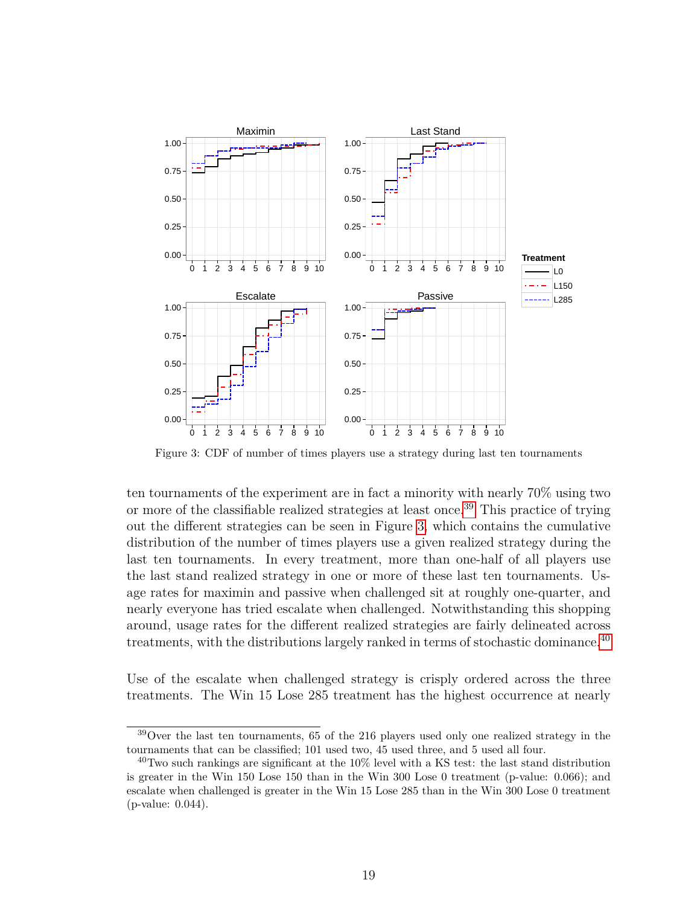Figure 3: CDF of number of times players use a strategy during last ten tournaments

ten tournaments of the experiment are in fact a minority with nearly 70% using two or more of the classifiable realized strategies at least once.[39] This practice of trying out the different strategies can be seen in Figure 3, which contains the cumulative distribution of the number of times players use a given realized strategy during the last ten tournaments. In every treatment, more than one-half of all players use the last stand realized strategy in one or more of these last ten tournaments. Usage rates for maximin and passive when challenged sit at roughly one-quarter, and nearly everyone has tried escalate when challenged. Notwithstanding this shopping around, usage rates for the different realized strategies are fairly delineated across treatments, with the distributions largely ranked in terms of stochastic dominance.[40]

Use of the escalate when challenged strategy is crisply ordered across the three treatments. The Win 15 Lose 285 treatment has the highest occurrence at nearly

---

[39] Over the last ten tournaments, 65 of the 216 players used only one realized strategy in the tournaments that can be classified; 101 used two, 45 used three, and 5 used all four.

[40] Two such rankings are significant at the 10% level with a KS test: the last stand distribution is greater in the Win 150 Lose 150 than in the Win 300 Lose 0 treatment (p-value: 0.066); and escalate when challenged is greater in the Win 15 Lose 285 than in the Win 300 Lose 0 treatment (p-value: 0.044).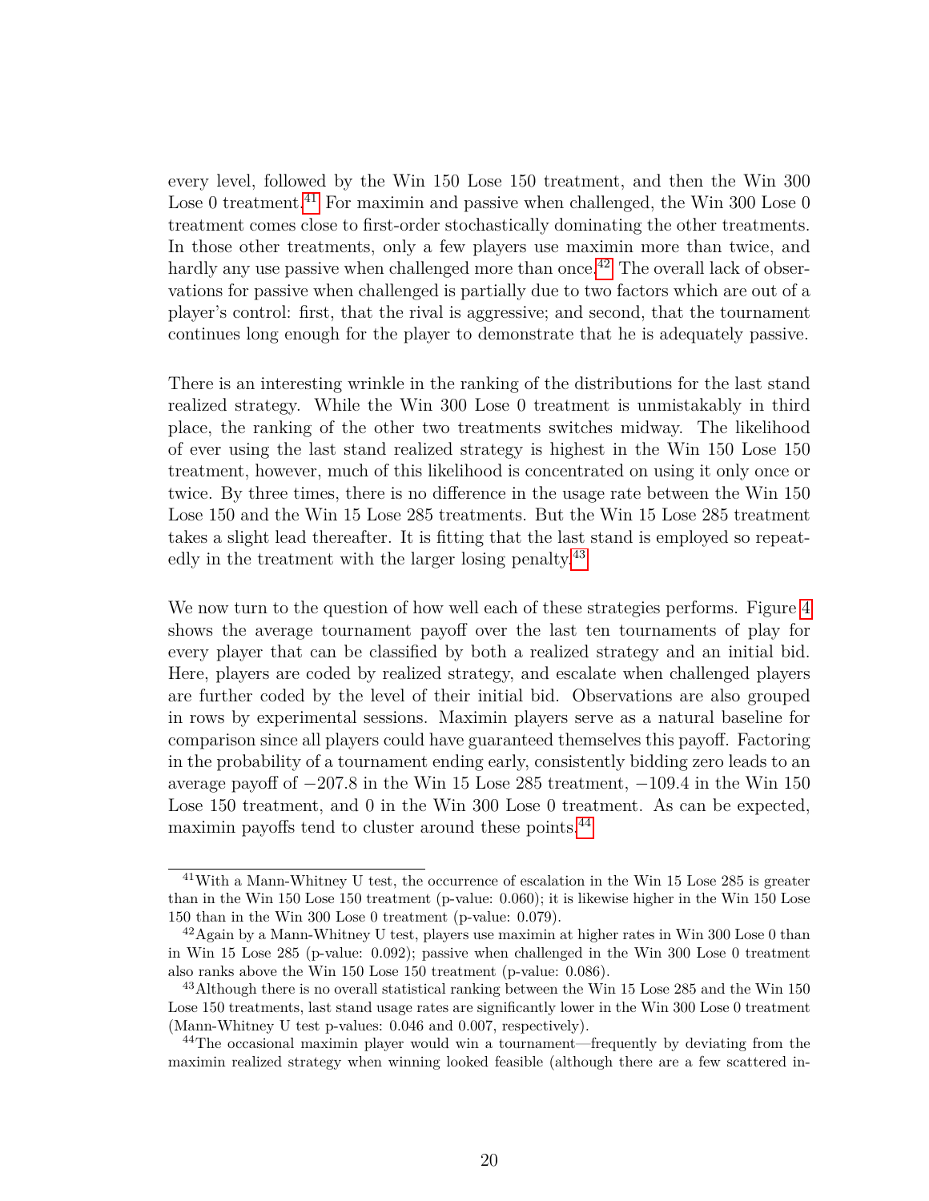every level, followed by the Win 150 Lose 150 treatment, and then the Win 300 Lose 0 treatment.[41] For maximin and passive when challenged, the Win 300 Lose 0 treatment comes close to first-order stochastically dominating the other treatments. In those other treatments, only a few players use maximin more than twice, and hardly any use passive when challenged more than once.[42] The overall lack of observations for passive when challenged is partially due to two factors which are out of a player's control: first, that the rival is aggressive; and second, that the tournament continues long enough for the player to demonstrate that he is adequately passive.

There is an interesting wrinkle in the ranking of the distributions for the last stand realized strategy. While the Win 300 Lose 0 treatment is unmistakably in third place, the ranking of the other two treatments switches midway. The likelihood of ever using the last stand realized strategy is highest in the Win 150 Lose 150 treatment, however, much of this likelihood is concentrated on using it only once or twice. By three times, there is no difference in the usage rate between the Win 150 Lose 150 and the Win 15 Lose 285 treatments. But the Win 15 Lose 285 treatment takes a slight lead thereafter. It is fitting that the last stand is employed so repeatedly in the treatment with the larger losing penalty.[43]

We now turn to the question of how well each of these strategies performs. Figure 4 shows the average tournament payoff over the last ten tournaments of play for every player that can be classified by both a realized strategy and an initial bid. Here, players are coded by realized strategy, and escalate when challenged players are further coded by the level of their initial bid. Observations are also grouped in rows by experimental sessions. Maximin players serve as a natural baseline for comparison since all players could have guaranteed themselves this payoff. Factoring in the probability of a tournament ending early, consistently bidding zero leads to an average payoff of $-207.8$ in the Win 15 Lose 285 treatment, $-109.4$ in the Win 150 Lose 150 treatment, and 0 in the Win 300 Lose 0 treatment. As can be expected, maximin payoffs tend to cluster around these points.[44]

---

[41] With a Mann-Whitney U test, the occurrence of escalation in the Win 15 Lose 285 is greater than in the Win 150 Lose 150 treatment (p-value: 0.060); it is likewise higher in the Win 150 Lose 150 than in the Win 300 Lose 0 treatment (p-value: 0.079).

[42] Again by a Mann-Whitney U test, players use maximin at higher rates in Win 300 Lose 0 than in Win 15 Lose 285 (p-value: 0.092); passive when challenged in the Win 300 Lose 0 treatment also ranks above the Win 150 Lose 150 treatment (p-value: 0.086).

[43] Although there is no overall statistical ranking between the Win 15 Lose 285 and the Win 150 Lose 150 treatments, last stand usage rates are significantly lower in the Win 300 Lose 0 treatment (Mann-Whitney U test p-values: 0.046 and 0.007, respectively).

[44] The occasional maximin player would win a tournament—frequently by deviating from the maximin realized strategy when winning looked feasible (although there are a few scattered in-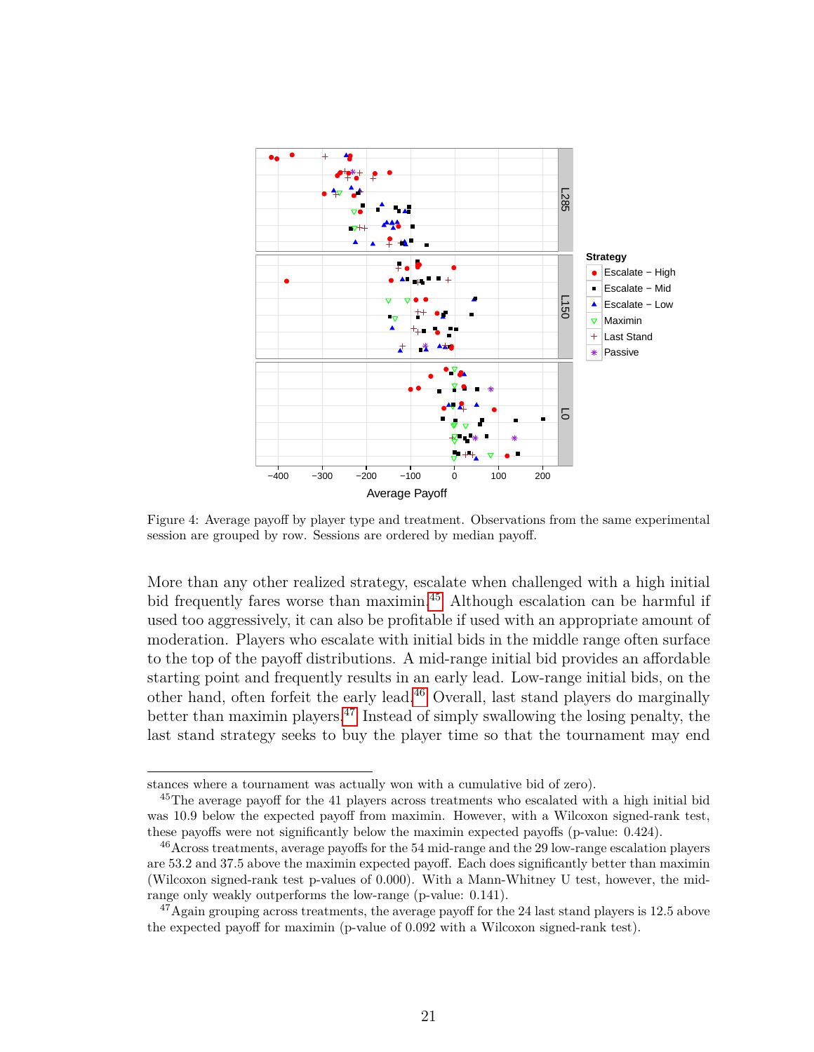Figure 4: Average payoff by player type and treatment. Observations from the same experimental session are grouped by row. Sessions are ordered by median payoff.

More than any other realized strategy, escalate when challenged with a high initial bid frequently fares worse than maximin.[45] Although escalation can be harmful if used too aggressively, it can also be profitable if used with an appropriate amount of moderation. Players who escalate with initial bids in the middle range often surface to the top of the payoff distributions. A mid-range initial bid provides an affordable starting point and frequently results in an early lead. Low-range initial bids, on the other hand, often forfeit the early lead.[46] Overall, last stand players do marginally better than maximin players.[47] Instead of simply swallowing the losing penalty, the last stand strategy seeks to buy the player time so that the tournament may end

---

stances where a tournament was actually won with a cumulative bid of zero).

[45]The average payoff for the 41 players across treatments who escalated with a high initial bid was 10.9 below the expected payoff from maximin. However, with a Wilcoxon signed-rank test, these payoffs were not significantly below the maximin expected payoffs (p-value: 0.424).

[46]Across treatments, average payoffs for the 54 mid-range and the 29 low-range escalation players are 53.2 and 37.5 above the maximin expected payoff. Each does significantly better than maximin (Wilcoxon signed-rank test p-values of 0.000). With a Mann-Whitney U test, however, the mid-range only weakly outperforms the low-range (p-value: 0.141).

[47]Again grouping across treatments, the average payoff for the 24 last stand players is 12.5 above the expected payoff for maximin (p-value of 0.092 with a Wilcoxon signed-rank test).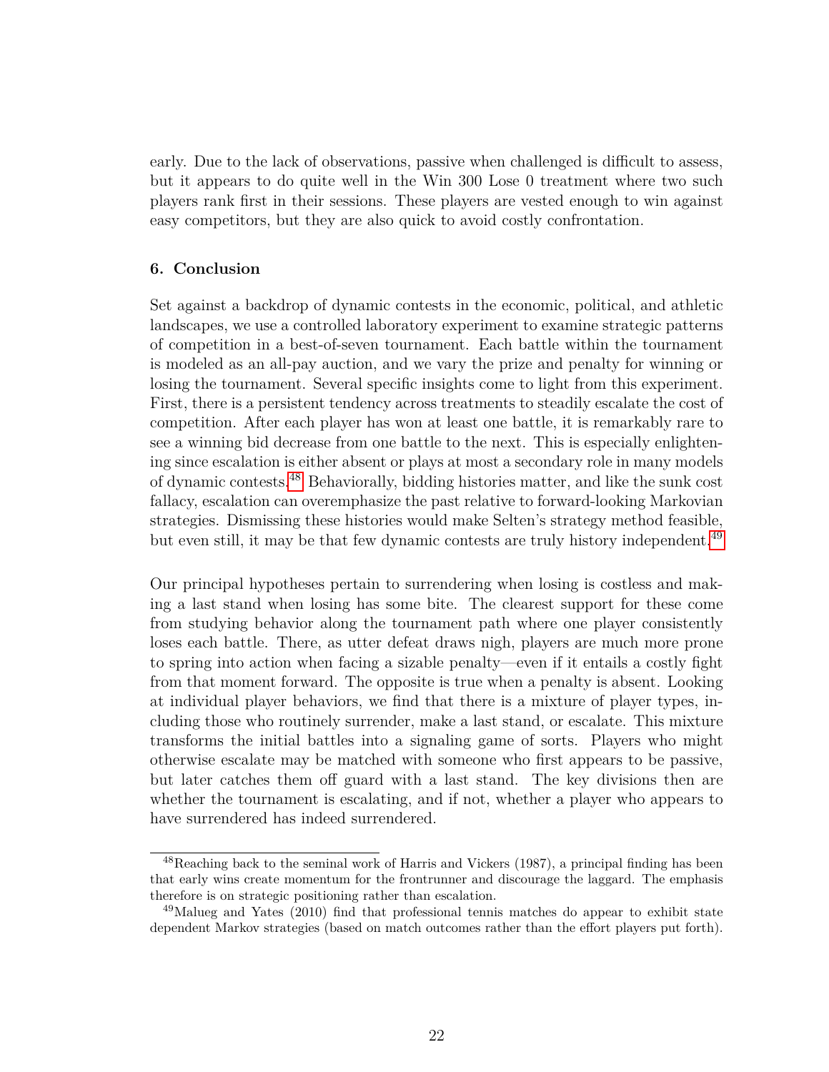early. Due to the lack of observations, passive when challenged is difficult to assess, but it appears to do quite well in the Win 300 Lose 0 treatment where two such players rank first in their sessions. These players are vested enough to win against easy competitors, but they are also quick to avoid costly confrontation.

## 6. Conclusion

Set against a backdrop of dynamic contests in the economic, political, and athletic landscapes, we use a controlled laboratory experiment to examine strategic patterns of competition in a best-of-seven tournament. Each battle within the tournament is modeled as an all-pay auction, and we vary the prize and penalty for winning or losing the tournament. Several specific insights come to light from this experiment. First, there is a persistent tendency across treatments to steadily escalate the cost of competition. After each player has won at least one battle, it is remarkably rare to see a winning bid decrease from one battle to the next. This is especially enlightening since escalation is either absent or plays at most a secondary role in many models of dynamic contests.[48] Behaviorally, bidding histories matter, and like the sunk cost fallacy, escalation can overemphasize the past relative to forward-looking Markovian strategies. Dismissing these histories would make Selten's strategy method feasible, but even still, it may be that few dynamic contests are truly history independent.[49]

Our principal hypotheses pertain to surrendering when losing is costless and making a last stand when losing has some bite. The clearest support for these come from studying behavior along the tournament path where one player consistently loses each battle. There, as utter defeat draws nigh, players are much more prone to spring into action when facing a sizable penalty—even if it entails a costly fight from that moment forward. The opposite is true when a penalty is absent. Looking at individual player behaviors, we find that there is a mixture of player types, including those who routinely surrender, make a last stand, or escalate. This mixture transforms the initial battles into a signaling game of sorts. Players who might otherwise escalate may be matched with someone who first appears to be passive, but later catches them off guard with a last stand. The key divisions then are whether the tournament is escalating, and if not, whether a player who appears to have surrendered has indeed surrendered.

---

[48] Reaching back to the seminal work of Harris and Vickers (1987), a principal finding has been that early wins create momentum for the frontrunner and discourage the laggard. The emphasis therefore is on strategic positioning rather than escalation.

[49] Malueg and Yates (2010) find that professional tennis matches do appear to exhibit state dependent Markov strategies (based on match outcomes rather than the effort players put forth).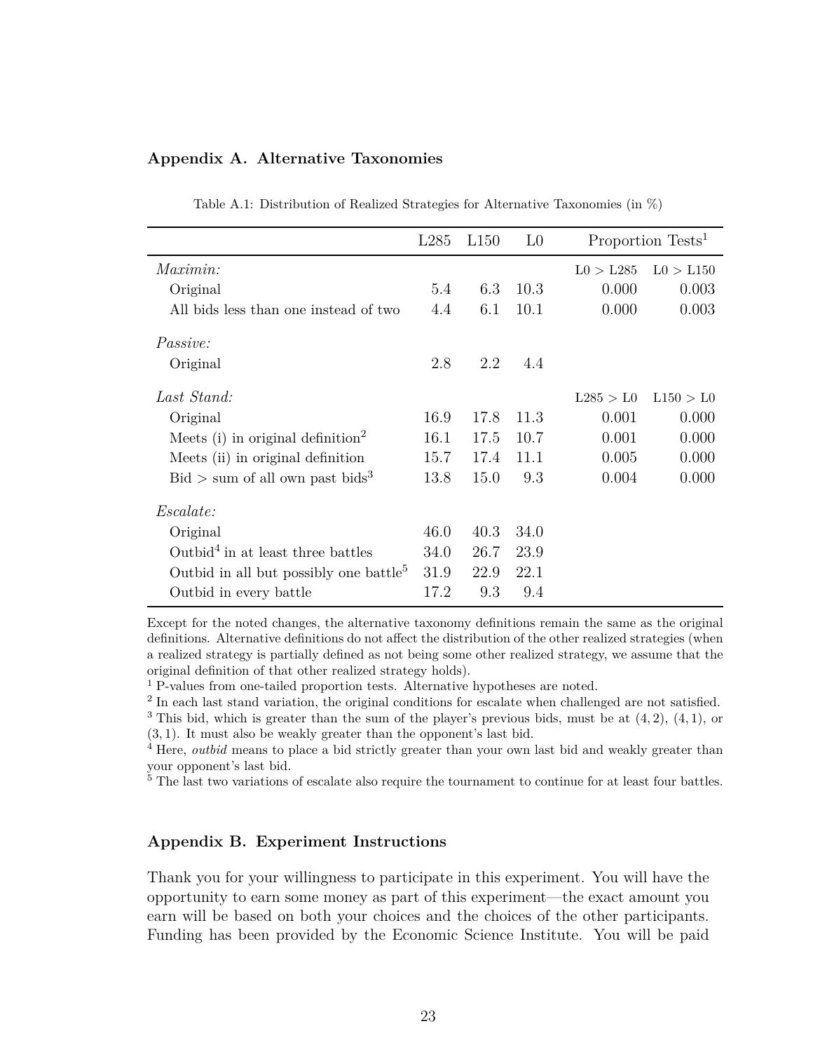## Appendix A. Alternative Taxonomies

Table A.1: Distribution of Realized Strategies for Alternative Taxonomies (in %)

| | L285 | L150 | L0 | Proportion Tests[1] | |
|---|---|---|---|---|---|
| *Maximin:* | | | | L0 > L285 | L0 > L150 |
| Original | 5.4 | 6.3 | 10.3 | 0.000 | 0.003 |
| All bids less than one instead of two | 4.4 | 6.1 | 10.1 | 0.000 | 0.003 |
| *Passive:* | | | | | |
| Original | 2.8 | 2.2 | 4.4 | | |
| *Last Stand:* | | | | L285 > L0 | L150 > L0 |
| Original | 16.9 | 17.8 | 11.3 | 0.001 | 0.000 |
| Meets (i) in original definition[2] | 16.1 | 17.5 | 10.7 | 0.001 | 0.000 |
| Meets (ii) in original definition | 15.7 | 17.4 | 11.1 | 0.005 | 0.000 |
| Bid > sum of all own past bids[3] | 13.8 | 15.0 | 9.3 | 0.004 | 0.000 |
| *Escalate:* | | | | | |
| Original | 46.0 | 40.3 | 34.0 | | |
| Outbid[4] in at least three battles | 34.0 | 26.7 | 23.9 | | |
| Outbid in all but possibly one battle[5] | 31.9 | 22.9 | 22.1 | | |
| Outbid in every battle | 17.2 | 9.3 | 9.4 | | |

Except for the noted changes, the alternative taxonomy definitions remain the same as the original definitions. Alternative definitions do not affect the distribution of the other realized strategies (when a realized strategy is partially defined as not being some other realized strategy, we assume that the original definition of that other realized strategy holds).

[1] P-values from one-tailed proportion tests. Alternative hypotheses are noted.

[2] In each last stand variation, the original conditions for escalate when challenged are not satisfied.

[3] This bid, which is greater than the sum of the player's previous bids, must be at $(4, 2)$, $(4, 1)$, or $(3, 1)$. It must also be weakly greater than the opponent's last bid.

[4] Here, *outbid* means to place a bid strictly greater than your own last bid and weakly greater than your opponent's last bid.

[5] The last two variations of escalate also require the tournament to continue for at least four battles.

## Appendix B. Experiment Instructions

Thank you for your willingness to participate in this experiment. You will have the opportunity to earn some money as part of this experiment—the exact amount you earn will be based on both your choices and the choices of the other participants. Funding has been provided by the Economic Science Institute. You will be paid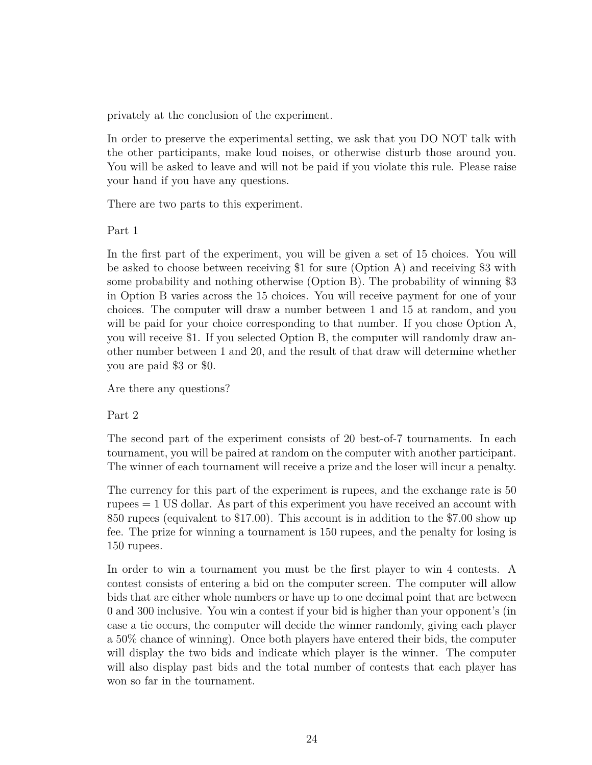privately at the conclusion of the experiment.

In order to preserve the experimental setting, we ask that you DO NOT talk with the other participants, make loud noises, or otherwise disturb those around you. You will be asked to leave and will not be paid if you violate this rule. Please raise your hand if you have any questions.

There are two parts to this experiment.

Part 1

In the first part of the experiment, you will be given a set of 15 choices. You will be asked to choose between receiving $1 for sure (Option A) and receiving $3 with some probability and nothing otherwise (Option B). The probability of winning $3 in Option B varies across the 15 choices. You will receive payment for one of your choices. The computer will draw a number between 1 and 15 at random, and you will be paid for your choice corresponding to that number. If you chose Option A, you will receive $1. If you selected Option B, the computer will randomly draw another number between 1 and 20, and the result of that draw will determine whether you are paid $3 or $0.

Are there any questions?

Part 2

The second part of the experiment consists of 20 best-of-7 tournaments. In each tournament, you will be paired at random on the computer with another participant. The winner of each tournament will receive a prize and the loser will incur a penalty.

The currency for this part of the experiment is rupees, and the exchange rate is 50 rupees = 1 US dollar. As part of this experiment you have received an account with 850 rupees (equivalent to $17.00). This account is in addition to the $7.00 show up fee. The prize for winning a tournament is 150 rupees, and the penalty for losing is 150 rupees.

In order to win a tournament you must be the first player to win 4 contests. A contest consists of entering a bid on the computer screen. The computer will allow bids that are either whole numbers or have up to one decimal point that are between 0 and 300 inclusive. You win a contest if your bid is higher than your opponent's (in case a tie occurs, the computer will decide the winner randomly, giving each player a 50% chance of winning). Once both players have entered their bids, the computer will display the two bids and indicate which player is the winner. The computer will also display past bids and the total number of contests that each player has won so far in the tournament.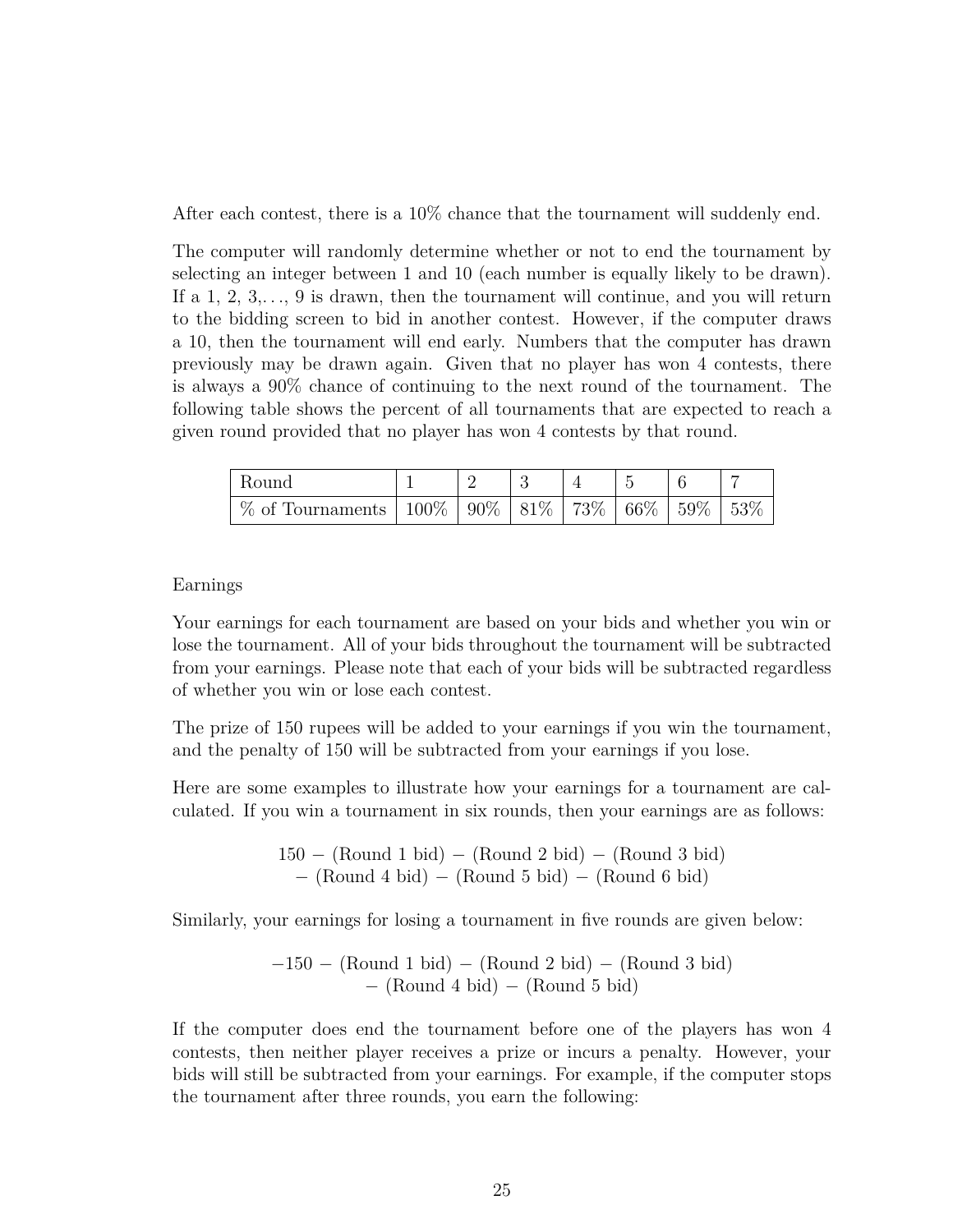After each contest, there is a 10% chance that the tournament will suddenly end.

The computer will randomly determine whether or not to end the tournament by selecting an integer between 1 and 10 (each number is equally likely to be drawn). If a 1, 2, 3,. . ., 9 is drawn, then the tournament will continue, and you will return to the bidding screen to bid in another contest. However, if the computer draws a 10, then the tournament will end early. Numbers that the computer has drawn previously may be drawn again. Given that no player has won 4 contests, there is always a 90% chance of continuing to the next round of the tournament. The following table shows the percent of all tournaments that are expected to reach a given round provided that no player has won 4 contests by that round.

| Round | 1 | 2 | 3 | 4 | 5 | 6 | 7 |
|---|---|---|---|---|---|---|---|
| % of Tournaments | 100% | 90% | 81% | 73% | 66% | 59% | 53% |

Earnings

Your earnings for each tournament are based on your bids and whether you win or lose the tournament. All of your bids throughout the tournament will be subtracted from your earnings. Please note that each of your bids will be subtracted regardless of whether you win or lose each contest.

The prize of 150 rupees will be added to your earnings if you win the tournament, and the penalty of 150 will be subtracted from your earnings if you lose.

Here are some examples to illustrate how your earnings for a tournament are calculated. If you win a tournament in six rounds, then your earnings are as follows:

$$150 - \text{(Round 1 bid)} - \text{(Round 2 bid)} - \text{(Round 3 bid)}$$
$$- \text{(Round 4 bid)} - \text{(Round 5 bid)} - \text{(Round 6 bid)}$$

Similarly, your earnings for losing a tournament in five rounds are given below:

$$-150 - \text{(Round 1 bid)} - \text{(Round 2 bid)} - \text{(Round 3 bid)}$$
$$- \text{(Round 4 bid)} - \text{(Round 5 bid)}$$

If the computer does end the tournament before one of the players has won 4 contests, then neither player receives a prize or incurs a penalty. However, your bids will still be subtracted from your earnings. For example, if the computer stops the tournament after three rounds, you earn the following: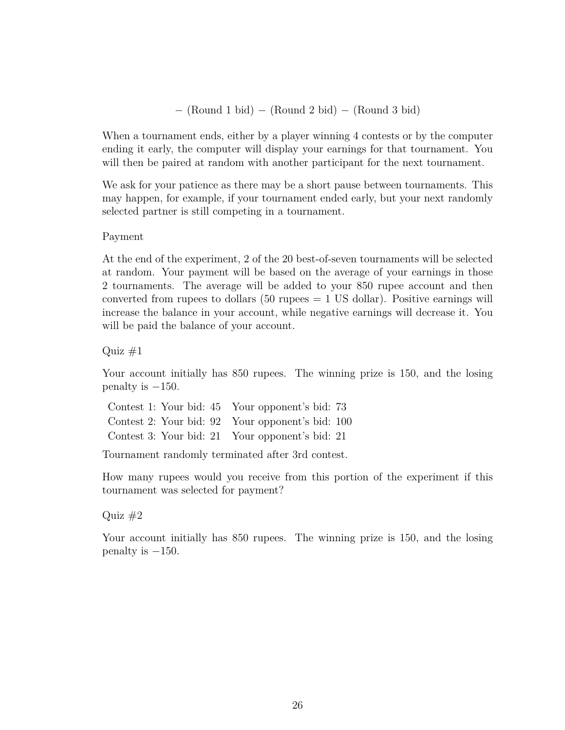$$- \text{(Round 1 bid)} - \text{(Round 2 bid)} - \text{(Round 3 bid)}$$

When a tournament ends, either by a player winning 4 contests or by the computer ending it early, the computer will display your earnings for that tournament. You will then be paired at random with another participant for the next tournament.

We ask for your patience as there may be a short pause between tournaments. This may happen, for example, if your tournament ended early, but your next randomly selected partner is still competing in a tournament.

Payment

At the end of the experiment, 2 of the 20 best-of-seven tournaments will be selected at random. Your payment will be based on the average of your earnings in those 2 tournaments. The average will be added to your 850 rupee account and then converted from rupees to dollars (50 rupees = 1 US dollar). Positive earnings will increase the balance in your account, while negative earnings will decrease it. You will be paid the balance of your account.

Quiz #1

Your account initially has 850 rupees. The winning prize is 150, and the losing penalty is $-150$.

Contest 1: Your bid: 45 Your opponent's bid: 73
Contest 2: Your bid: 92 Your opponent's bid: 100
Contest 3: Your bid: 21 Your opponent's bid: 21

Tournament randomly terminated after 3rd contest.

How many rupees would you receive from this portion of the experiment if this tournament was selected for payment?

Quiz #2

Your account initially has 850 rupees. The winning prize is 150, and the losing penalty is $-150$.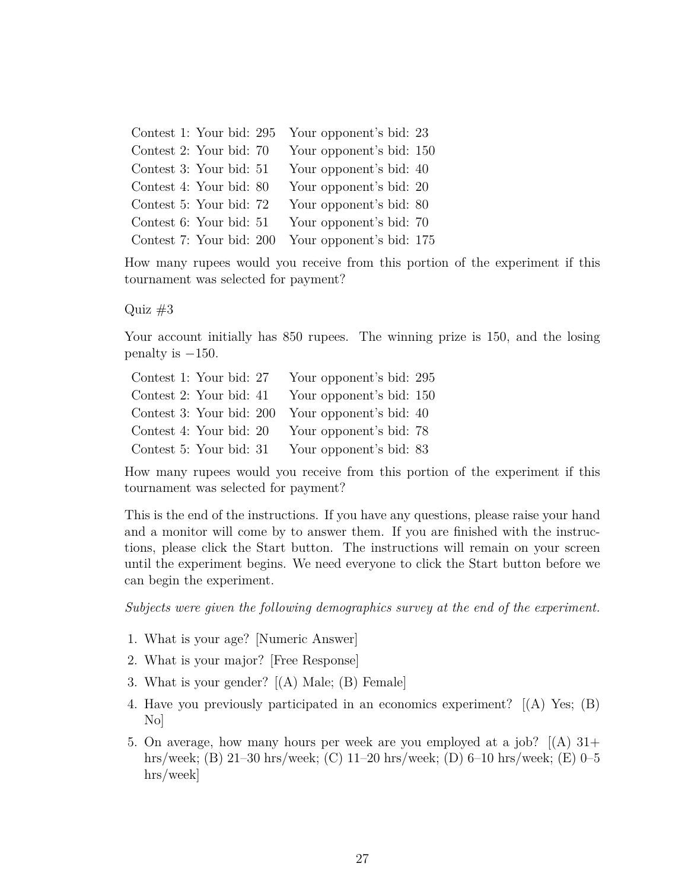Contest 1: Your bid: 295 Your opponent's bid: 23
Contest 2: Your bid: 70 Your opponent's bid: 150
Contest 3: Your bid: 51 Your opponent's bid: 40
Contest 4: Your bid: 80 Your opponent's bid: 20
Contest 5: Your bid: 72 Your opponent's bid: 80
Contest 6: Your bid: 51 Your opponent's bid: 70
Contest 7: Your bid: 200 Your opponent's bid: 175

How many rupees would you receive from this portion of the experiment if this tournament was selected for payment?

Quiz #3

Your account initially has 850 rupees. The winning prize is 150, and the losing penalty is $-150$.

Contest 1: Your bid: 27 Your opponent's bid: 295
Contest 2: Your bid: 41 Your opponent's bid: 150
Contest 3: Your bid: 200 Your opponent's bid: 40
Contest 4: Your bid: 20 Your opponent's bid: 78
Contest 5: Your bid: 31 Your opponent's bid: 83

How many rupees would you receive from this portion of the experiment if this tournament was selected for payment?

This is the end of the instructions. If you have any questions, please raise your hand and a monitor will come by to answer them. If you are finished with the instructions, please click the Start button. The instructions will remain on your screen until the experiment begins. We need everyone to click the Start button before we can begin the experiment.

*Subjects were given the following demographics survey at the end of the experiment.*

1. What is your age? [Numeric Answer]
2. What is your major? [Free Response]
3. What is your gender? [(A) Male; (B) Female]
4. Have you previously participated in an economics experiment? [(A) Yes; (B) No]
5. On average, how many hours per week are you employed at a job? [(A) 31+ hrs/week; (B) 21–30 hrs/week; (C) 11–20 hrs/week; (D) 6–10 hrs/week; (E) 0–5 hrs/week]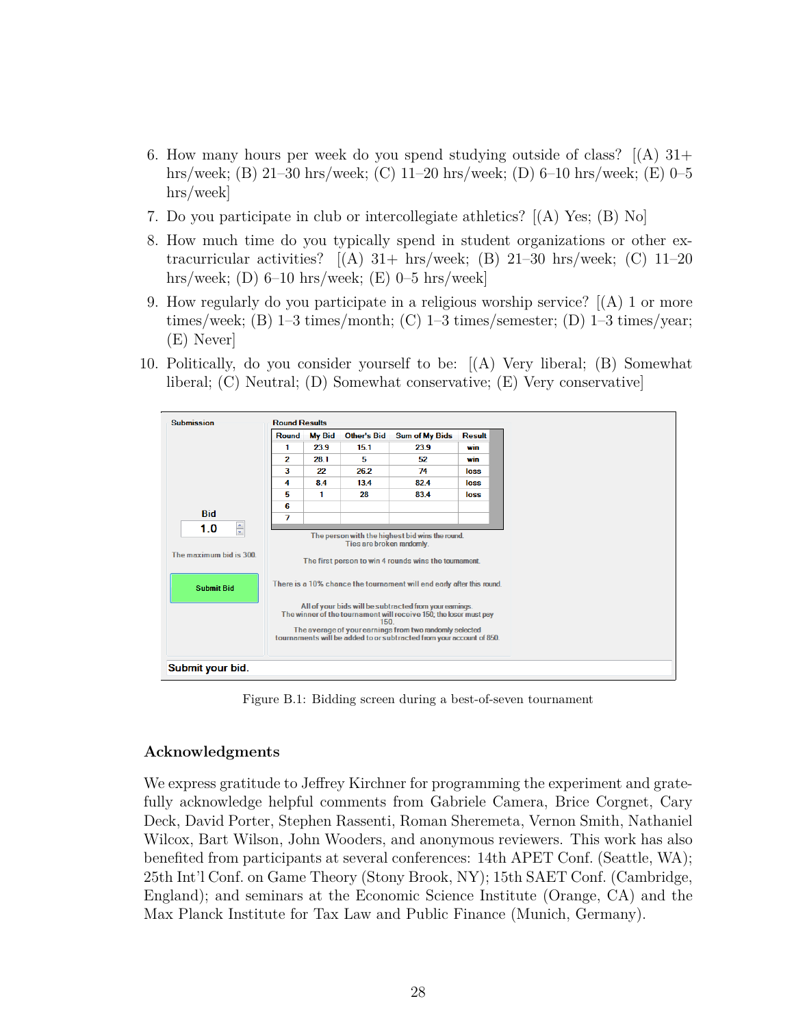6. How many hours per week do you spend studying outside of class? [(A) 31+ hrs/week; (B) 21–30 hrs/week; (C) 11–20 hrs/week; (D) 6–10 hrs/week; (E) 0–5 hrs/week]
7. Do you participate in club or intercollegiate athletics? [(A) Yes; (B) No]
8. How much time do you typically spend in student organizations or other extracurricular activities? [(A) 31+ hrs/week; (B) 21–30 hrs/week; (C) 11–20 hrs/week; (D) 6–10 hrs/week; (E) 0–5 hrs/week]
9. How regularly do you participate in a religious worship service? [(A) 1 or more times/week; (B) 1–3 times/month; (C) 1–3 times/semester; (D) 1–3 times/year; (E) Never]
10. Politically, do you consider yourself to be: [(A) Very liberal; (B) Somewhat liberal; (C) Neutral; (D) Somewhat conservative; (E) Very conservative]

Submission

Bid

1.0

The maximum bid is 300.

Submit Bid

Round Results

| Round | My Bid | Other's Bid | Sum of My Bids | Result |
|---|---|---|---|---|
| 1 | 23.9 | 15.1 | 23.9 | win |
| 2 | 28.1 | 5 | 52 | win |
| 3 | 22 | 26.2 | 74 | loss |
| 4 | 8.4 | 13.4 | 82.4 | loss |
| 5 | 1 | 28 | 83.4 | loss |
| 6 | | | | |
| 7 | | | | |

The person with the highest bid wins the round.
Ties are broken randomly.

The first person to win 4 rounds wins the tournament.

There is a 10% chance the tournament will end early after this round.

All of your bids will be subtracted from your earnings.
The winner of the tournament will receive 150; the loser must pay 150.
The average of your earnings from two randomly selected tournaments will be added to or subtracted from your account of 850.

Submit your bid.

Figure B.1: Bidding screen during a best-of-seven tournament

## Acknowledgments

We express gratitude to Jeffrey Kirchner for programming the experiment and gratefully acknowledge helpful comments from Gabriele Camera, Brice Corgnet, Cary Deck, David Porter, Stephen Rassenti, Roman Sheremeta, Vernon Smith, Nathaniel Wilcox, Bart Wilson, John Wooders, and anonymous reviewers. This work has also benefited from participants at several conferences: 14th APET Conf. (Seattle, WA); 25th Int'l Conf. on Game Theory (Stony Brook, NY); 15th SAET Conf. (Cambridge, England); and seminars at the Economic Science Institute (Orange, CA) and the Max Planck Institute for Tax Law and Public Finance (Munich, Germany).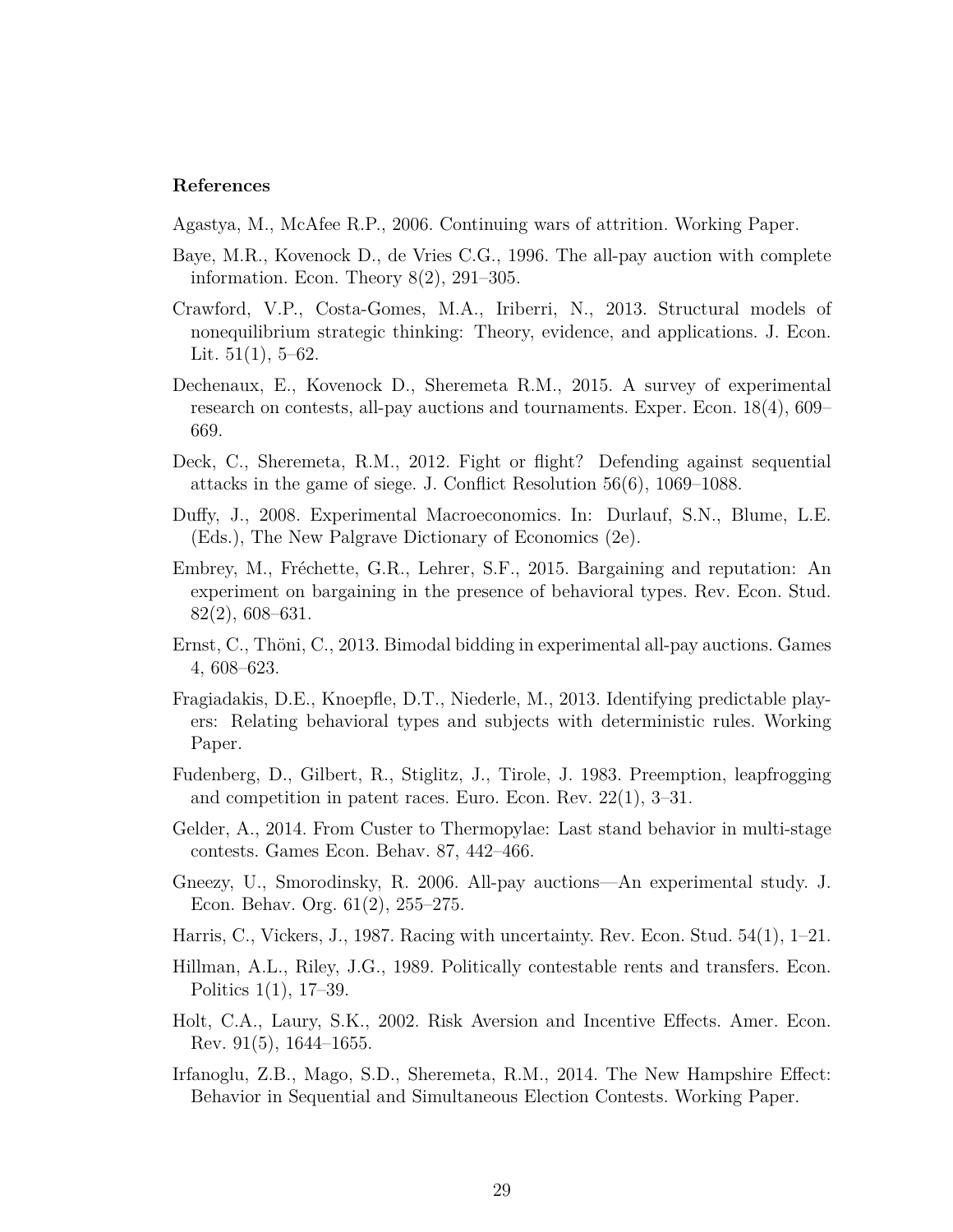# References

Agastya, M., McAfee R.P., 2006. Continuing wars of attrition. Working Paper.

Baye, M.R., Kovenock D., de Vries C.G., 1996. The all-pay auction with complete information. Econ. Theory 8(2), 291–305.

Crawford, V.P., Costa-Gomes, M.A., Iriberri, N., 2013. Structural models of nonequilibrium strategic thinking: Theory, evidence, and applications. J. Econ. Lit. 51(1), 5–62.

Dechenaux, E., Kovenock D., Sheremeta R.M., 2015. A survey of experimental research on contests, all-pay auctions and tournaments. Exper. Econ. 18(4), 609–669.

Deck, C., Sheremeta, R.M., 2012. Fight or flight? Defending against sequential attacks in the game of siege. J. Conflict Resolution 56(6), 1069–1088.

Duffy, J., 2008. Experimental Macroeconomics. In: Durlauf, S.N., Blume, L.E. (Eds.), The New Palgrave Dictionary of Economics (2e).

Embrey, M., Fréchette, G.R., Lehrer, S.F., 2015. Bargaining and reputation: An experiment on bargaining in the presence of behavioral types. Rev. Econ. Stud. 82(2), 608–631.

Ernst, C., Thöni, C., 2013. Bimodal bidding in experimental all-pay auctions. Games 4, 608–623.

Fragiadakis, D.E., Knoepfle, D.T., Niederle, M., 2013. Identifying predictable players: Relating behavioral types and subjects with deterministic rules. Working Paper.

Fudenberg, D., Gilbert, R., Stiglitz, J., Tirole, J. 1983. Preemption, leapfrogging and competition in patent races. Euro. Econ. Rev. 22(1), 3–31.

Gelder, A., 2014. From Custer to Thermopylae: Last stand behavior in multi-stage contests. Games Econ. Behav. 87, 442–466.

Gneezy, U., Smorodinsky, R. 2006. All-pay auctions—An experimental study. J. Econ. Behav. Org. 61(2), 255–275.

Harris, C., Vickers, J., 1987. Racing with uncertainty. Rev. Econ. Stud. 54(1), 1–21.

Hillman, A.L., Riley, J.G., 1989. Politically contestable rents and transfers. Econ. Politics 1(1), 17–39.

Holt, C.A., Laury, S.K., 2002. Risk Aversion and Incentive Effects. Amer. Econ. Rev. 91(5), 1644–1655.

Irfanoglu, Z.B., Mago, S.D., Sheremeta, R.M., 2014. The New Hampshire Effect: Behavior in Sequential and Simultaneous Election Contests. Working Paper.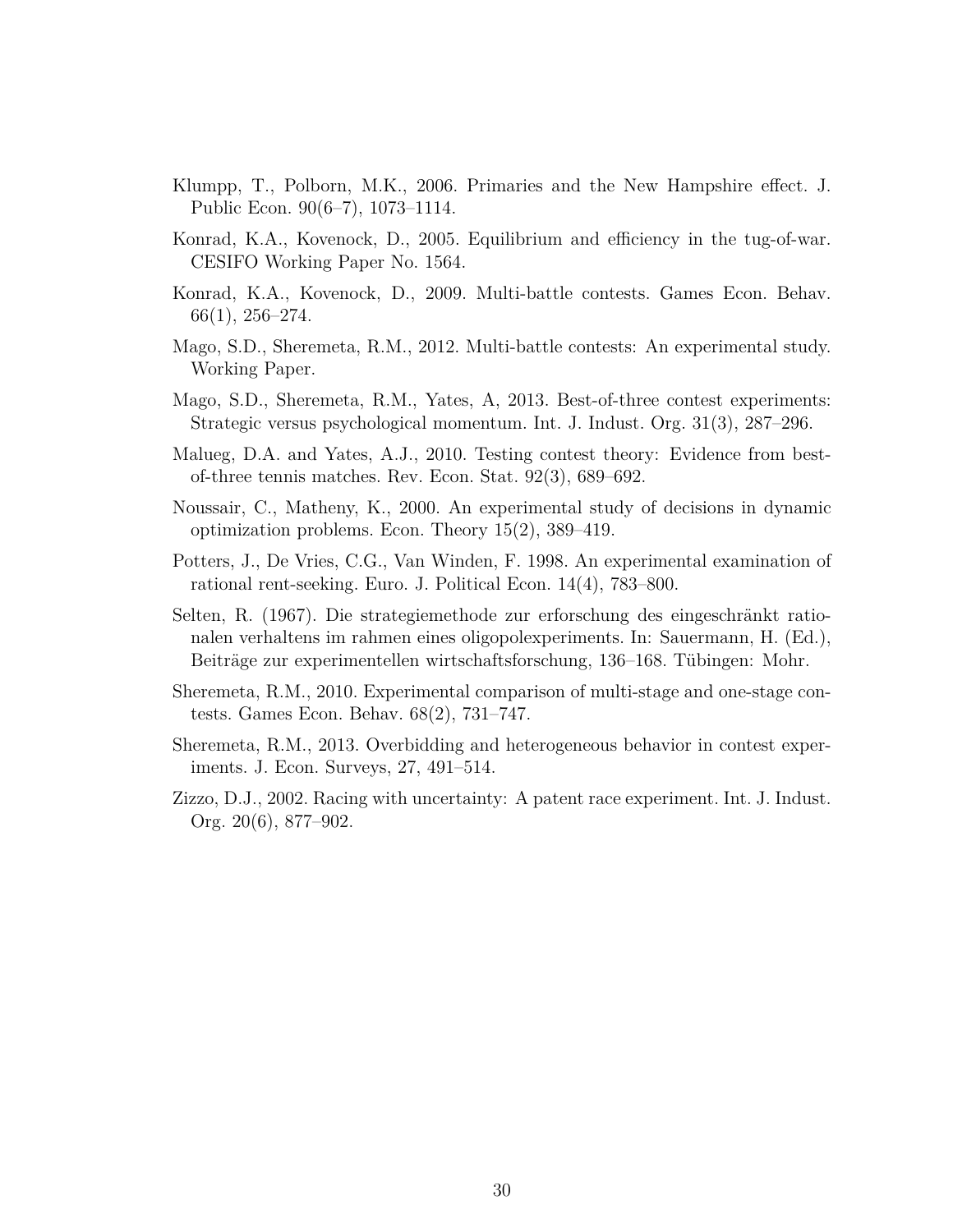Klumpp, T., Polborn, M.K., 2006. Primaries and the New Hampshire effect. J. Public Econ. 90(6–7), 1073–1114.

Konrad, K.A., Kovenock, D., 2005. Equilibrium and efficiency in the tug-of-war. CESIFO Working Paper No. 1564.

Konrad, K.A., Kovenock, D., 2009. Multi-battle contests. Games Econ. Behav. 66(1), 256–274.

Mago, S.D., Sheremeta, R.M., 2012. Multi-battle contests: An experimental study. Working Paper.

Mago, S.D., Sheremeta, R.M., Yates, A, 2013. Best-of-three contest experiments: Strategic versus psychological momentum. Int. J. Indust. Org. 31(3), 287–296.

Malueg, D.A. and Yates, A.J., 2010. Testing contest theory: Evidence from best-of-three tennis matches. Rev. Econ. Stat. 92(3), 689–692.

Noussair, C., Matheny, K., 2000. An experimental study of decisions in dynamic optimization problems. Econ. Theory 15(2), 389–419.

Potters, J., De Vries, C.G., Van Winden, F. 1998. An experimental examination of rational rent-seeking. Euro. J. Political Econ. 14(4), 783–800.

Selten, R. (1967). Die strategiemethode zur erforschung des eingeschränkt rationalen verhaltens im rahmen eines oligopolexperiments. In: Sauermann, H. (Ed.), Beiträge zur experimentellen wirtschaftsforschung, 136–168. Tübingen: Mohr.

Sheremeta, R.M., 2010. Experimental comparison of multi-stage and one-stage contests. Games Econ. Behav. 68(2), 731–747.

Sheremeta, R.M., 2013. Overbidding and heterogeneous behavior in contest experiments. J. Econ. Surveys, 27, 491–514.

Zizzo, D.J., 2002. Racing with uncertainty: A patent race experiment. Int. J. Indust. Org. 20(6), 877–902.